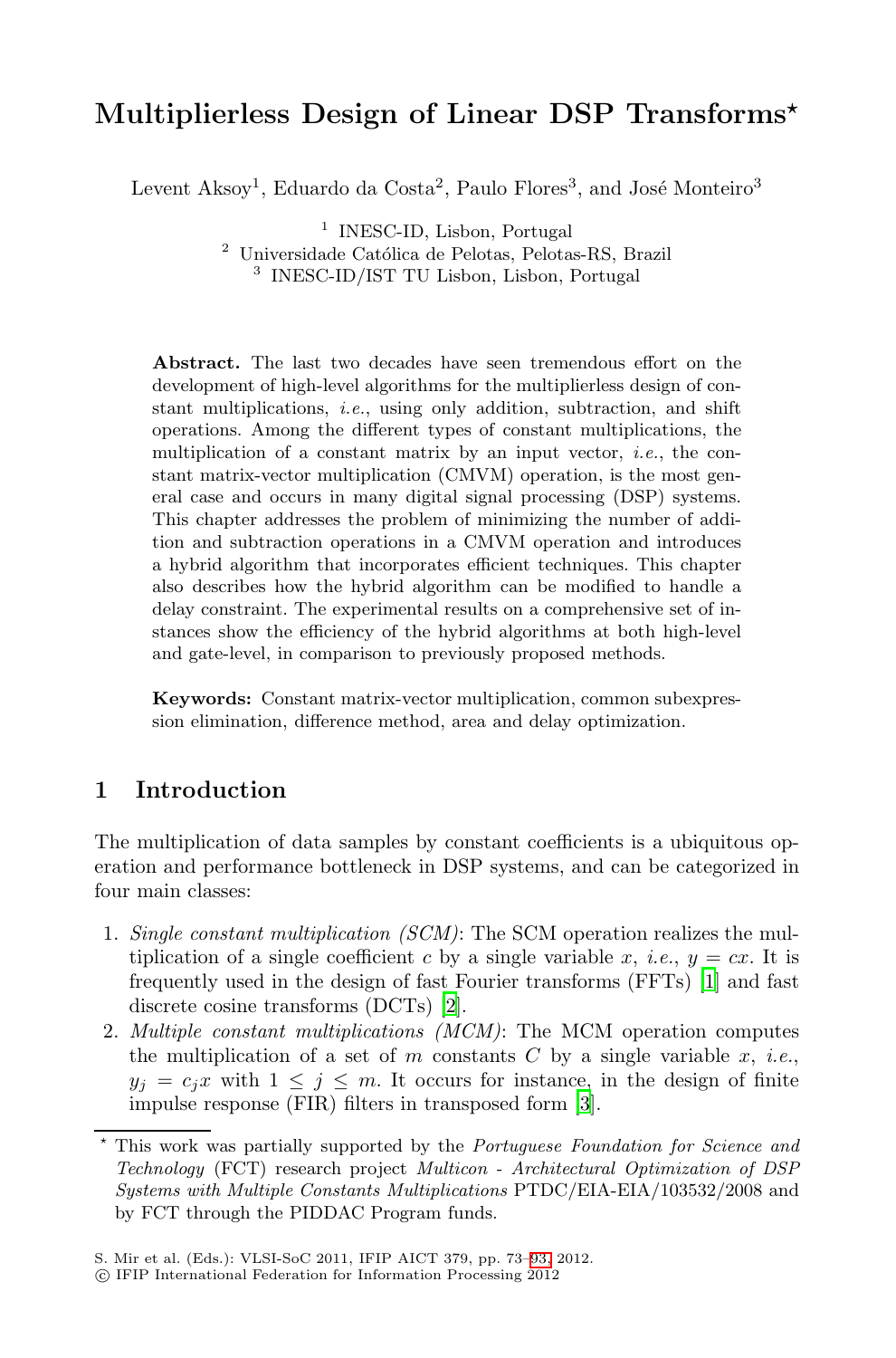# Multiplierless Design of Linear DSP Transforms*

Levent Aksoy[1], Eduardo da Costa[2], Paulo Flores[3], and José Monteiro[3]

[1] INESC-ID, Lisbon, Portugal
[2] Universidade Católica de Pelotas, Pelotas-RS, Brazil
[3] INESC-ID/IST TU Lisbon, Lisbon, Portugal

**Abstract.** The last two decades have seen tremendous effort on the development of high-level algorithms for the multiplierless design of constant multiplications, *i.e.*, using only addition, subtraction, and shift operations. Among the different types of constant multiplications, the multiplication of a constant matrix by an input vector, *i.e.*, the constant matrix-vector multiplication (CMVM) operation, is the most general case and occurs in many digital signal processing (DSP) systems. This chapter addresses the problem of minimizing the number of addition and subtraction operations in a CMVM operation and introduces a hybrid algorithm that incorporates efficient techniques. This chapter also describes how the hybrid algorithm can be modified to handle a delay constraint. The experimental results on a comprehensive set of instances show the efficiency of the hybrid algorithms at both high-level and gate-level, in comparison to previously proposed methods.

**Keywords:** Constant matrix-vector multiplication, common subexpression elimination, difference method, area and delay optimization.

## 1 Introduction

The multiplication of data samples by constant coefficients is a ubiquitous operation and performance bottleneck in DSP systems, and can be categorized in four main classes:

1. *Single constant multiplication (SCM)*: The SCM operation realizes the multiplication of a single coefficient $c$ by a single variable $x$, *i.e.*, $y = cx$. It is frequently used in the design of fast Fourier transforms (FFTs) [1] and fast discrete cosine transforms (DCTs) [2].
2. *Multiple constant multiplications (MCM)*: The MCM operation computes the multiplication of a set of $m$ constants $C$ by a single variable $x$, *i.e.*, $y_j = c_j x$ with $1 \leq j \leq m$. It occurs for instance, in the design of finite impulse response (FIR) filters in transposed form [3].

* This work was partially supported by the *Portuguese Foundation for Science and Technology* (FCT) research project *Multicon - Architectural Optimization of DSP Systems with Multiple Constants Multiplications* PTDC/EIA-EIA/103532/2008 and by FCT through the PIDDAC Program funds.

S. Mir et al. (Eds.): VLSI-SoC 2011, IFIP AICT 379, pp. 73–93, 2012.
© IFIP International Federation for Information Processing 2012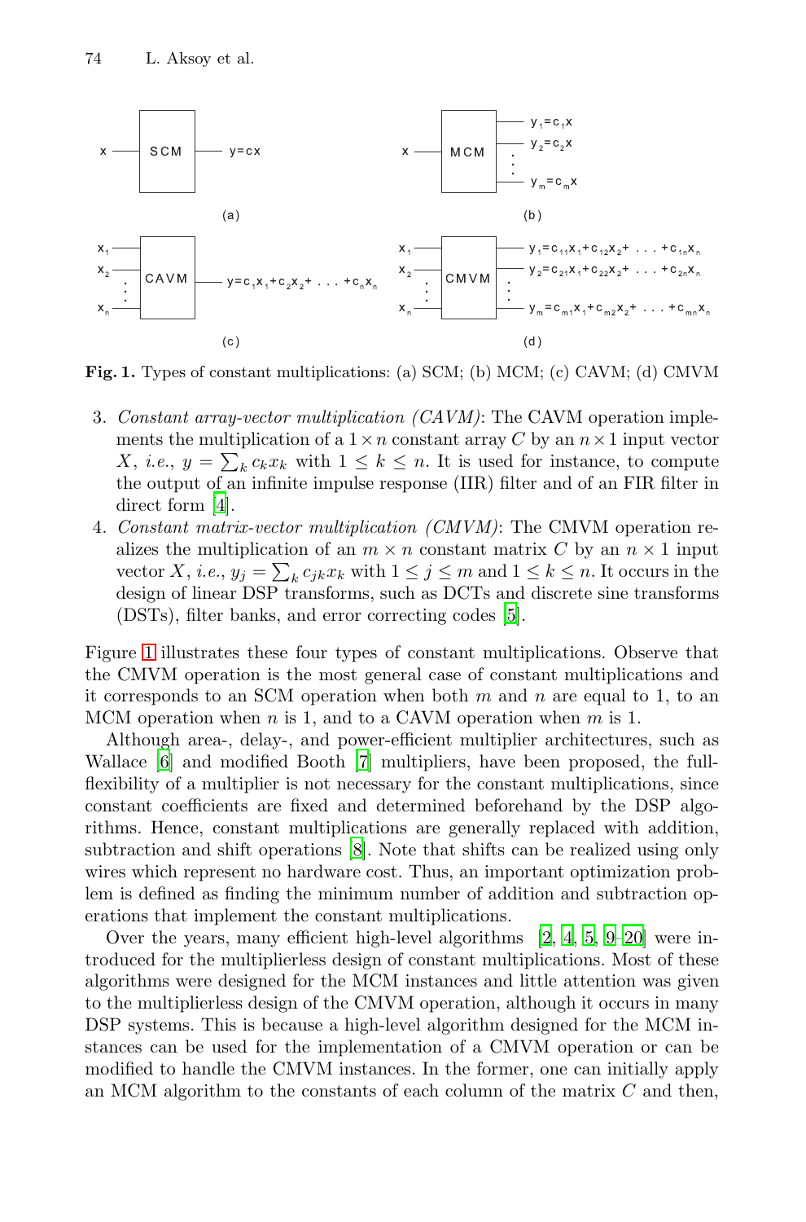Fig. 1. Types of constant multiplications: (a) SCM; (b) MCM; (c) CAVM; (d) CMVM

3. *Constant array-vector multiplication (CAVM)*: The CAVM operation implements the multiplication of a $1 \times n$ constant array $C$ by an $n \times 1$ input vector $X$, *i.e.*, $y = \sum_k c_k x_k$ with $1 \leq k \leq n$. It is used for instance, to compute the output of an infinite impulse response (IIR) filter and of an FIR filter in direct form [4].
4. *Constant matrix-vector multiplication (CMVM)*: The CMVM operation realizes the multiplication of an $m \times n$ constant matrix $C$ by an $n \times 1$ input vector $X$, *i.e.*, $y_j = \sum_k c_{jk} x_k$ with $1 \leq j \leq m$ and $1 \leq k \leq n$. It occurs in the design of linear DSP transforms, such as DCTs and discrete sine transforms (DSTs), filter banks, and error correcting codes [5].

Figure 1 illustrates these four types of constant multiplications. Observe that the CMVM operation is the most general case of constant multiplications and it corresponds to an SCM operation when both $m$ and $n$ are equal to 1, to an MCM operation when $n$ is 1, and to a CAVM operation when $m$ is 1.

Although area-, delay-, and power-efficient multiplier architectures, such as Wallace [6] and modified Booth [7] multipliers, have been proposed, the full-flexibility of a multiplier is not necessary for the constant multiplications, since constant coefficients are fixed and determined beforehand by the DSP algorithms. Hence, constant multiplications are generally replaced with addition, subtraction and shift operations [8]. Note that shifts can be realized using only wires which represent no hardware cost. Thus, an important optimization problem is defined as finding the minimum number of addition and subtraction operations that implement the constant multiplications.

Over the years, many efficient high-level algorithms [2, 4, 5, 9–20] were introduced for the multiplierless design of constant multiplications. Most of these algorithms were designed for the MCM instances and little attention was given to the multiplierless design of the CMVM operation, although it occurs in many DSP systems. This is because a high-level algorithm designed for the MCM instances can be used for the implementation of a CMVM operation or can be modified to handle the CMVM instances. In the former, one can initially apply an MCM algorithm to the constants of each column of the matrix $C$ and then,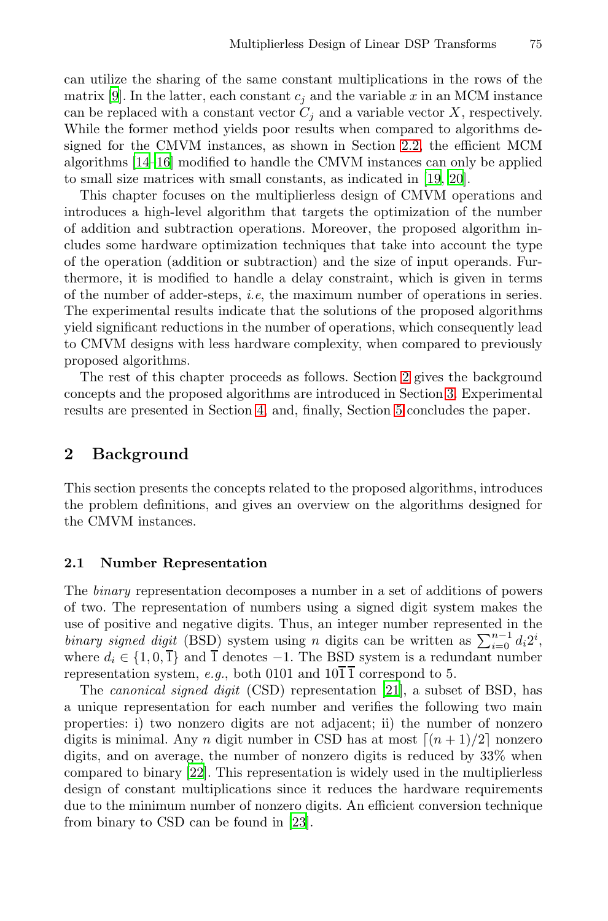can utilize the sharing of the same constant multiplications in the rows of the matrix [9]. In the latter, each constant $c_j$ and the variable $x$ in an MCM instance can be replaced with a constant vector $C_j$ and a variable vector $X$, respectively. While the former method yields poor results when compared to algorithms designed for the CMVM instances, as shown in Section 2.2, the efficient MCM algorithms [14–16] modified to handle the CMVM instances can only be applied to small size matrices with small constants, as indicated in [19, 20].

This chapter focuses on the multiplierless design of CMVM operations and introduces a high-level algorithm that targets the optimization of the number of addition and subtraction operations. Moreover, the proposed algorithm includes some hardware optimization techniques that take into account the type of the operation (addition or subtraction) and the size of input operands. Furthermore, it is modified to handle a delay constraint, which is given in terms of the number of adder-steps, *i.e*, the maximum number of operations in series. The experimental results indicate that the solutions of the proposed algorithms yield significant reductions in the number of operations, which consequently lead to CMVM designs with less hardware complexity, when compared to previously proposed algorithms.

The rest of this chapter proceeds as follows. Section 2 gives the background concepts and the proposed algorithms are introduced in Section 3. Experimental results are presented in Section 4, and, finally, Section 5 concludes the paper.

## 2 Background

This section presents the concepts related to the proposed algorithms, introduces the problem definitions, and gives an overview on the algorithms designed for the CMVM instances.

### 2.1 Number Representation

The *binary* representation decomposes a number in a set of additions of powers of two. The representation of numbers using a signed digit system makes the use of positive and negative digits. Thus, an integer number represented in the *binary signed digit* (BSD) system using $n$ digits can be written as $\sum_{i=0}^{n-1} d_i 2^i$, where $d_i \in \{1, 0, \overline{1}\}$ and $\overline{1}$ denotes $-1$. The BSD system is a redundant number representation system, *e.g.*, both 0101 and $10\overline{1}\,\overline{1}$ correspond to 5.

The *canonical signed digit* (CSD) representation [21], a subset of BSD, has a unique representation for each number and verifies the following two main properties: i) two nonzero digits are not adjacent; ii) the number of nonzero digits is minimal. Any $n$ digit number in CSD has at most $\lceil (n+1)/2 \rceil$ nonzero digits, and on average, the number of nonzero digits is reduced by 33% when compared to binary [22]. This representation is widely used in the multiplierless design of constant multiplications since it reduces the hardware requirements due to the minimum number of nonzero digits. An efficient conversion technique from binary to CSD can be found in [23].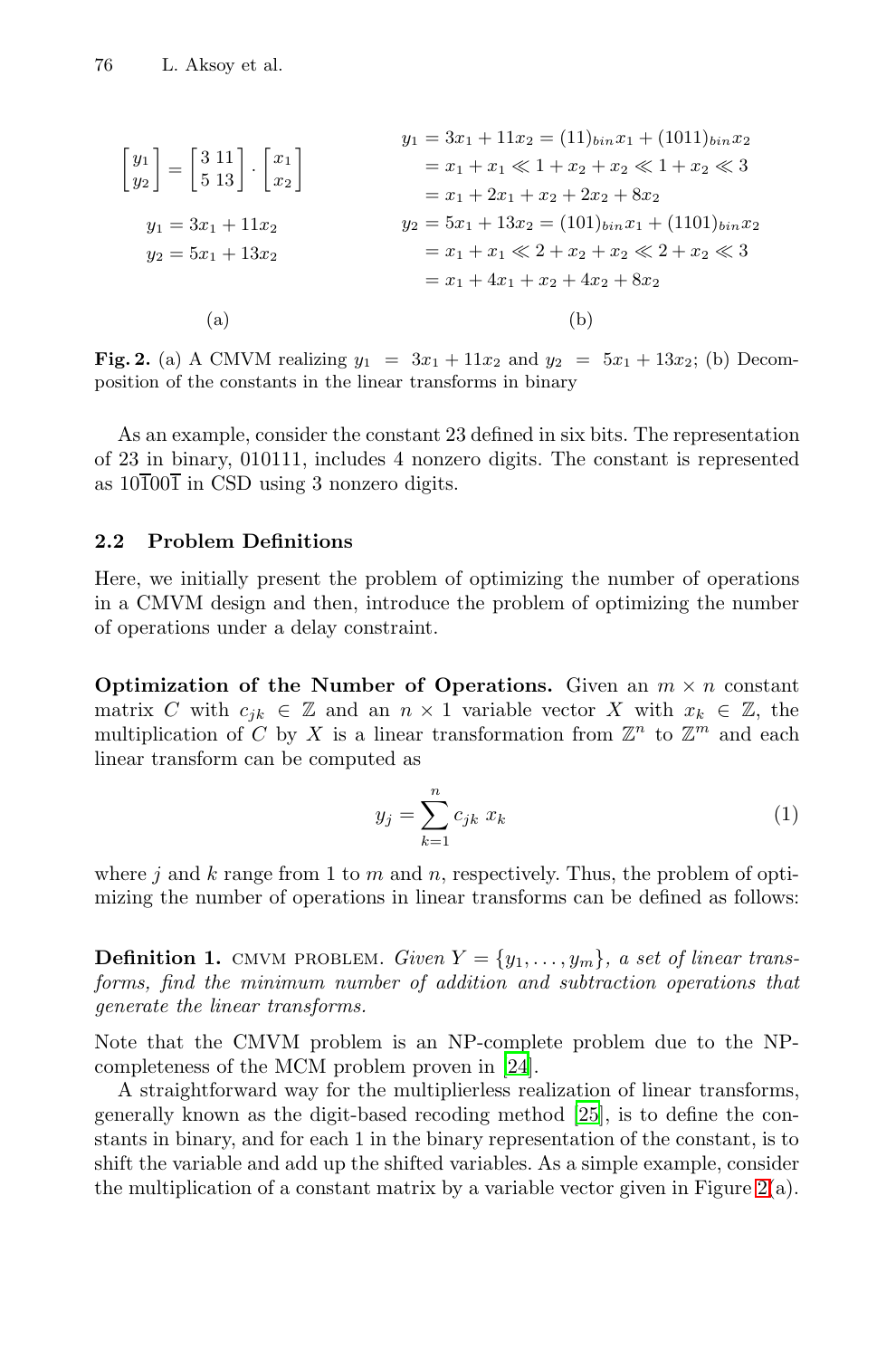$$
\begin{bmatrix} y_1 \\ y_2 \end{bmatrix} = \begin{bmatrix} 3 & 11 \\ 5 & 13 \end{bmatrix} \cdot \begin{bmatrix} x_1 \\ x_2 \end{bmatrix}
$$

$$
y_1 = 3x_1 + 11x_2
$$
$$
y_2 = 5x_1 + 13x_2
$$

(a)

$$
\begin{aligned}
y_1 &= 3x_1 + 11x_2 = (11)_{bin}x_1 + (1011)_{bin}x_2 \\
&= x_1 + x_1 \ll 1 + x_2 + x_2 \ll 1 + x_2 \ll 3 \\
&= x_1 + 2x_1 + x_2 + 2x_2 + 8x_2 \\
y_2 &= 5x_1 + 13x_2 = (101)_{bin}x_1 + (1101)_{bin}x_2 \\
&= x_1 + x_1 \ll 2 + x_2 + x_2 \ll 2 + x_2 \ll 3 \\
&= x_1 + 4x_1 + x_2 + 4x_2 + 8x_2
\end{aligned}
$$

(b)

**Fig. 2.** (a) A CMVM realizing $y_1 = 3x_1 + 11x_2$ and $y_2 = 5x_1 + 13x_2$; (b) Decomposition of the constants in the linear transforms in binary

As an example, consider the constant 23 defined in six bits. The representation of 23 in binary, 010111, includes 4 nonzero digits. The constant is represented as $10\bar{1}00\bar{1}$ in CSD using 3 nonzero digits.

### 2.2 Problem Definitions

Here, we initially present the problem of optimizing the number of operations in a CMVM design and then, introduce the problem of optimizing the number of operations under a delay constraint.

**Optimization of the Number of Operations.** Given an $m \times n$ constant matrix $C$ with $c_{jk} \in \mathbb{Z}$ and an $n \times 1$ variable vector $X$ with $x_k \in \mathbb{Z}$, the multiplication of $C$ by $X$ is a linear transformation from $\mathbb{Z}^n$ to $\mathbb{Z}^m$ and each linear transform can be computed as

$$
y_j = \sum_{k=1}^{n} c_{jk}\, x_k \tag{1}
$$

where $j$ and $k$ range from 1 to $m$ and $n$, respectively. Thus, the problem of optimizing the number of operations in linear transforms can be defined as follows:

**Definition 1.** CMVM PROBLEM. *Given $Y = \{y_1, \ldots, y_m\}$, a set of linear transforms, find the minimum number of addition and subtraction operations that generate the linear transforms.*

Note that the CMVM problem is an NP-complete problem due to the NP-completeness of the MCM problem proven in [24].

A straightforward way for the multiplierless realization of linear transforms, generally known as the digit-based recoding method [25], is to define the constants in binary, and for each 1 in the binary representation of the constant, is to shift the variable and add up the shifted variables. As a simple example, consider the multiplication of a constant matrix by a variable vector given in Figure 2(a).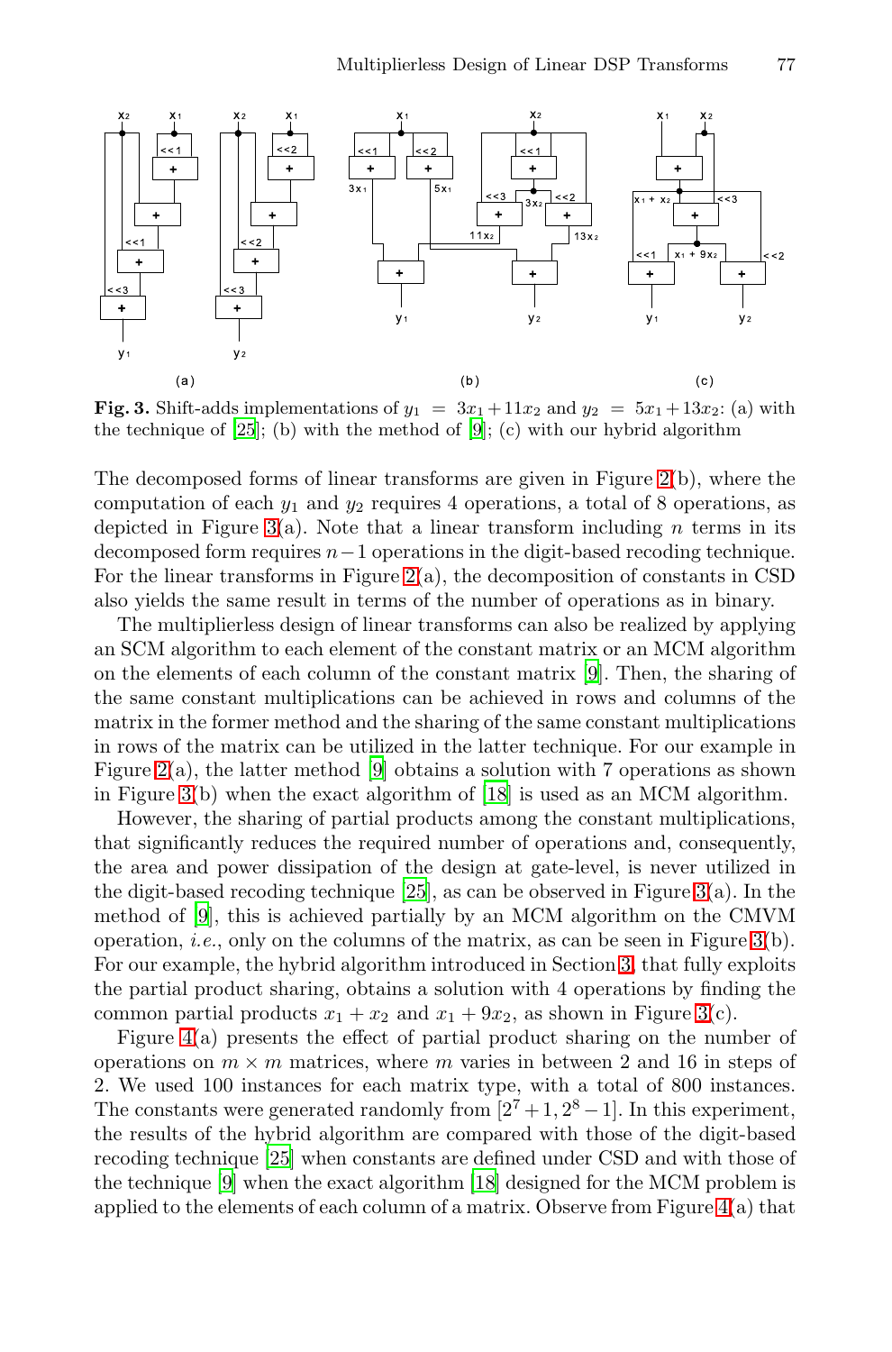**Fig. 3.** Shift-adds implementations of $y_1 = 3x_1 + 11x_2$ and $y_2 = 5x_1 + 13x_2$: (a) with the technique of [25]; (b) with the method of [9]; (c) with our hybrid algorithm

The decomposed forms of linear transforms are given in Figure 2(b), where the computation of each $y_1$ and $y_2$ requires 4 operations, a total of 8 operations, as depicted in Figure 3(a). Note that a linear transform including $n$ terms in its decomposed form requires $n-1$ operations in the digit-based recoding technique. For the linear transforms in Figure 2(a), the decomposition of constants in CSD also yields the same result in terms of the number of operations as in binary.

The multiplierless design of linear transforms can also be realized by applying an SCM algorithm to each element of the constant matrix or an MCM algorithm on the elements of each column of the constant matrix [9]. Then, the sharing of the same constant multiplications can be achieved in rows and columns of the matrix in the former method and the sharing of the same constant multiplications in rows of the matrix can be utilized in the latter technique. For our example in Figure 2(a), the latter method [9] obtains a solution with 7 operations as shown in Figure 3(b) when the exact algorithm of [18] is used as an MCM algorithm.

However, the sharing of partial products among the constant multiplications, that significantly reduces the required number of operations and, consequently, the area and power dissipation of the design at gate-level, is never utilized in the digit-based recoding technique [25], as can be observed in Figure 3(a). In the method of [9], this is achieved partially by an MCM algorithm on the CMVM operation, *i.e.*, only on the columns of the matrix, as can be seen in Figure 3(b). For our example, the hybrid algorithm introduced in Section 3, that fully exploits the partial product sharing, obtains a solution with 4 operations by finding the common partial products $x_1 + x_2$ and $x_1 + 9x_2$, as shown in Figure 3(c).

Figure 4(a) presents the effect of partial product sharing on the number of operations on $m \times m$ matrices, where $m$ varies in between 2 and 16 in steps of 2. We used 100 instances for each matrix type, with a total of 800 instances. The constants were generated randomly from $[2^7 + 1, 2^8 - 1]$. In this experiment, the results of the hybrid algorithm are compared with those of the digit-based recoding technique [25] when constants are defined under CSD and with those of the technique [9] when the exact algorithm [18] designed for the MCM problem is applied to the elements of each column of a matrix. Observe from Figure 4(a) that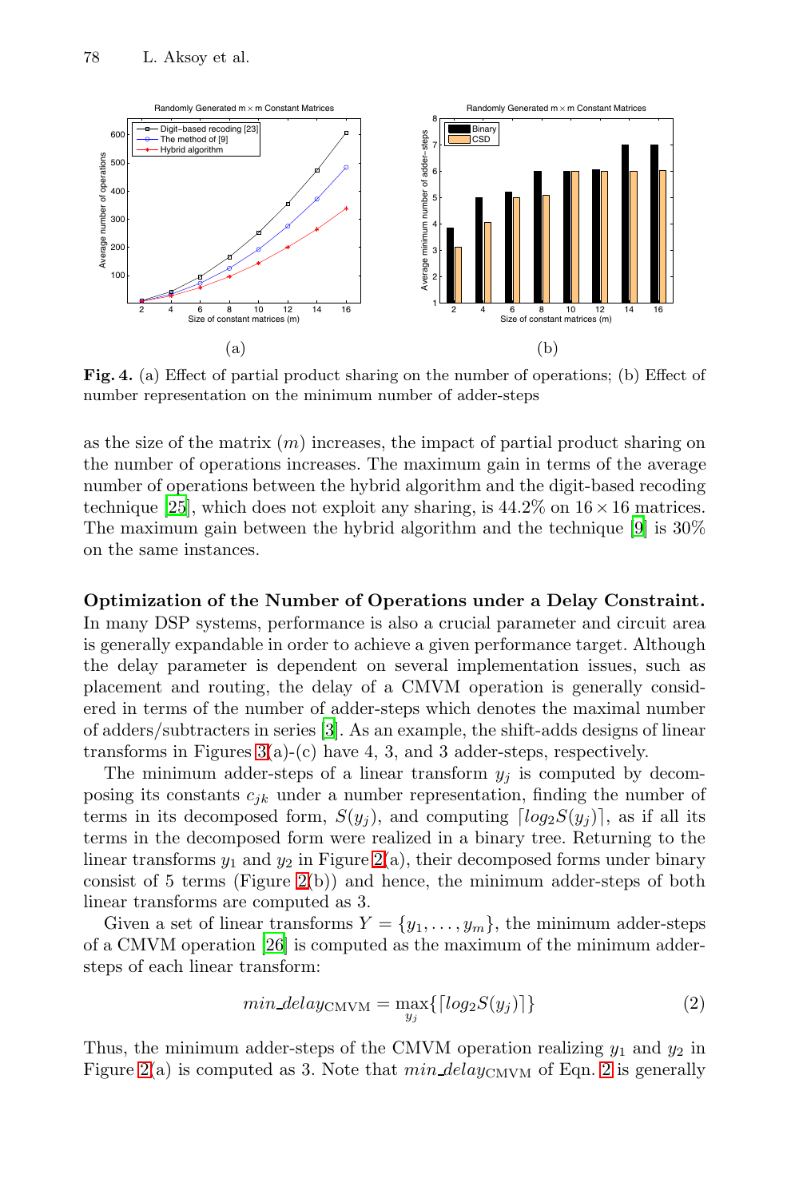**Fig. 4.** (a) Effect of partial product sharing on the number of operations; (b) Effect of number representation on the minimum number of adder-steps

as the size of the matrix ($m$) increases, the impact of partial product sharing on the number of operations increases. The maximum gain in terms of the average number of operations between the hybrid algorithm and the digit-based recoding technique [25], which does not exploit any sharing, is 44.2% on $16 \times 16$ matrices. The maximum gain between the hybrid algorithm and the technique [9] is 30% on the same instances.

**Optimization of the Number of Operations under a Delay Constraint.** In many DSP systems, performance is also a crucial parameter and circuit area is generally expandable in order to achieve a given performance target. Although the delay parameter is dependent on several implementation issues, such as placement and routing, the delay of a CMVM operation is generally considered in terms of the number of adder-steps which denotes the maximal number of adders/subtracters in series [3]. As an example, the shift-adds designs of linear transforms in Figures 3(a)-(c) have 4, 3, and 3 adder-steps, respectively.

The minimum adder-steps of a linear transform $y_j$ is computed by decomposing its constants $c_{jk}$ under a number representation, finding the number of terms in its decomposed form, $S(y_j)$, and computing $\lceil log_2 S(y_j) \rceil$, as if all its terms in the decomposed form were realized in a binary tree. Returning to the linear transforms $y_1$ and $y_2$ in Figure 2(a), their decomposed forms under binary consist of 5 terms (Figure 2(b)) and hence, the minimum adder-steps of both linear transforms are computed as 3.

Given a set of linear transforms $Y = \{y_1, \ldots, y_m\}$, the minimum adder-steps of a CMVM operation [26] is computed as the maximum of the minimum adder-steps of each linear transform:

$$min\_delay_{\text{CMVM}} = \max_{y_j} \{ \lceil log_2 S(y_j) \rceil \} \tag{2}$$

Thus, the minimum adder-steps of the CMVM operation realizing $y_1$ and $y_2$ in Figure 2(a) is computed as 3. Note that $min\_delay_{\text{CMVM}}$ of Eqn. 2 is generally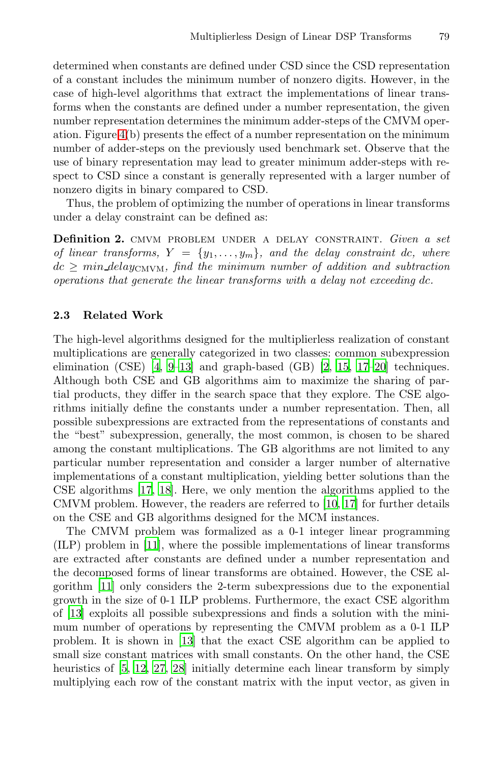determined when constants are defined under CSD since the CSD representation of a constant includes the minimum number of nonzero digits. However, in the case of high-level algorithms that extract the implementations of linear transforms when the constants are defined under a number representation, the given number representation determines the minimum adder-steps of the CMVM operation. Figure 4(b) presents the effect of a number representation on the minimum number of adder-steps on the previously used benchmark set. Observe that the use of binary representation may lead to greater minimum adder-steps with respect to CSD since a constant is generally represented with a larger number of nonzero digits in binary compared to CSD.

Thus, the problem of optimizing the number of operations in linear transforms under a delay constraint can be defined as:

**Definition 2.** CMVM PROBLEM UNDER A DELAY CONSTRAINT. *Given a set of linear transforms, $Y = \{y_1, \ldots, y_m\}$, and the delay constraint dc, where $dc \geq min\_delay_{\mathrm{CMVM}}$, find the minimum number of addition and subtraction operations that generate the linear transforms with a delay not exceeding dc.*

### 2.3 Related Work

The high-level algorithms designed for the multiplierless realization of constant multiplications are generally categorized in two classes: common subexpression elimination (CSE) [4, 9–13] and graph-based (GB) [2, 15, 17–20] techniques. Although both CSE and GB algorithms aim to maximize the sharing of partial products, they differ in the search space that they explore. The CSE algorithms initially define the constants under a number representation. Then, all possible subexpressions are extracted from the representations of constants and the "best" subexpression, generally, the most common, is chosen to be shared among the constant multiplications. The GB algorithms are not limited to any particular number representation and consider a larger number of alternative implementations of a constant multiplication, yielding better solutions than the CSE algorithms [17, 18]. Here, we only mention the algorithms applied to the CMVM problem. However, the readers are referred to [10, 17] for further details on the CSE and GB algorithms designed for the MCM instances.

The CMVM problem was formalized as a 0-1 integer linear programming (ILP) problem in [11], where the possible implementations of linear transforms are extracted after constants are defined under a number representation and the decomposed forms of linear transforms are obtained. However, the CSE algorithm [11] only considers the 2-term subexpressions due to the exponential growth in the size of 0-1 ILP problems. Furthermore, the exact CSE algorithm of [13] exploits all possible subexpressions and finds a solution with the minimum number of operations by representing the CMVM problem as a 0-1 ILP problem. It is shown in [13] that the exact CSE algorithm can be applied to small size constant matrices with small constants. On the other hand, the CSE heuristics of [5, 12, 27, 28] initially determine each linear transform by simply multiplying each row of the constant matrix with the input vector, as given in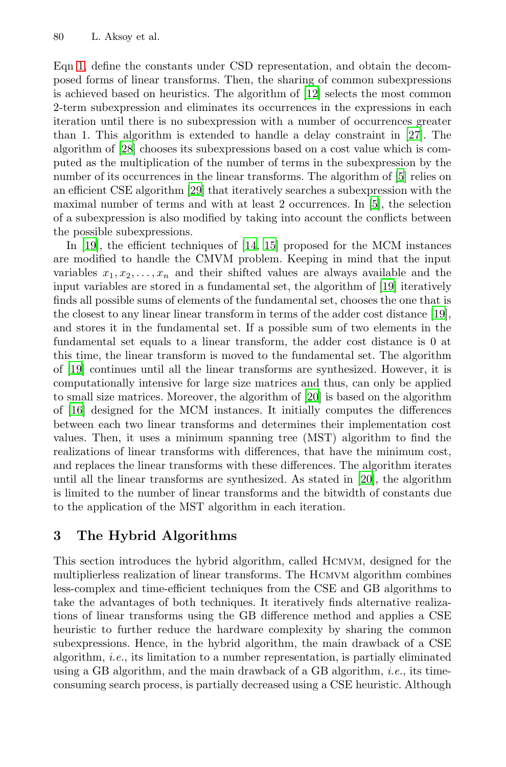Eqn 1, define the constants under CSD representation, and obtain the decomposed forms of linear transforms. Then, the sharing of common subexpressions is achieved based on heuristics. The algorithm of [12] selects the most common 2-term subexpression and eliminates its occurrences in the expressions in each iteration until there is no subexpression with a number of occurrences greater than 1. This algorithm is extended to handle a delay constraint in [27]. The algorithm of [28] chooses its subexpressions based on a cost value which is computed as the multiplication of the number of terms in the subexpression by the number of its occurrences in the linear transforms. The algorithm of [5] relies on an efficient CSE algorithm [29] that iteratively searches a subexpression with the maximal number of terms and with at least 2 occurrences. In [5], the selection of a subexpression is also modified by taking into account the conflicts between the possible subexpressions.

In [19], the efficient techniques of [14, 15] proposed for the MCM instances are modified to handle the CMVM problem. Keeping in mind that the input variables $x_1, x_2, \ldots, x_n$ and their shifted values are always available and the input variables are stored in a fundamental set, the algorithm of [19] iteratively finds all possible sums of elements of the fundamental set, chooses the one that is the closest to any linear linear transform in terms of the adder cost distance [19], and stores it in the fundamental set. If a possible sum of two elements in the fundamental set equals to a linear transform, the adder cost distance is 0 at this time, the linear transform is moved to the fundamental set. The algorithm of [19] continues until all the linear transforms are synthesized. However, it is computationally intensive for large size matrices and thus, can only be applied to small size matrices. Moreover, the algorithm of [20] is based on the algorithm of [16] designed for the MCM instances. It initially computes the differences between each two linear transforms and determines their implementation cost values. Then, it uses a minimum spanning tree (MST) algorithm to find the realizations of linear transforms with differences, that have the minimum cost, and replaces the linear transforms with these differences. The algorithm iterates until all the linear transforms are synthesized. As stated in [20], the algorithm is limited to the number of linear transforms and the bitwidth of constants due to the application of the MST algorithm in each iteration.

## 3 The Hybrid Algorithms

This section introduces the hybrid algorithm, called Hcmvm, designed for the multiplierless realization of linear transforms. The Hcmvm algorithm combines less-complex and time-efficient techniques from the CSE and GB algorithms to take the advantages of both techniques. It iteratively finds alternative realizations of linear transforms using the GB difference method and applies a CSE heuristic to further reduce the hardware complexity by sharing the common subexpressions. Hence, in the hybrid algorithm, the main drawback of a CSE algorithm, *i.e.*, its limitation to a number representation, is partially eliminated using a GB algorithm, and the main drawback of a GB algorithm, *i.e.*, its time-consuming search process, is partially decreased using a CSE heuristic. Although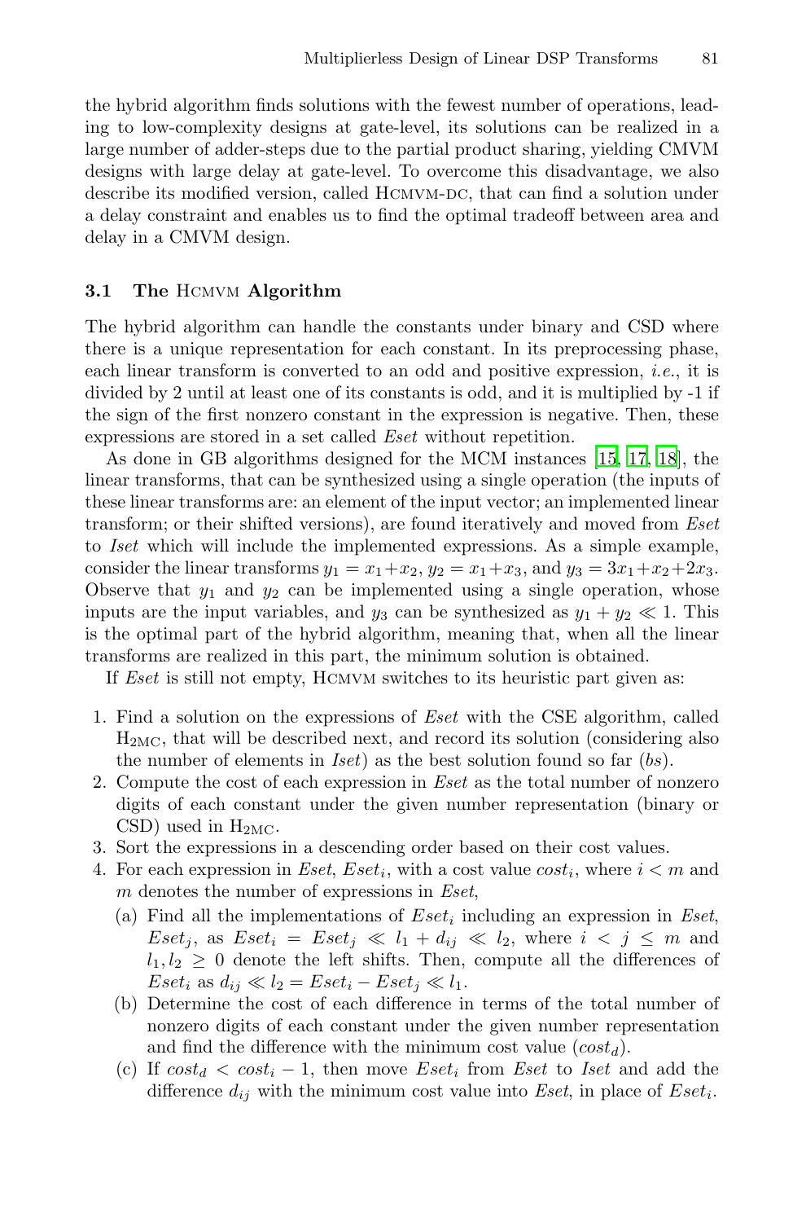the hybrid algorithm finds solutions with the fewest number of operations, leading to low-complexity designs at gate-level, its solutions can be realized in a large number of adder-steps due to the partial product sharing, yielding CMVM designs with large delay at gate-level. To overcome this disadvantage, we also describe its modified version, called HCMVM-DC, that can find a solution under a delay constraint and enables us to find the optimal tradeoff between area and delay in a CMVM design.

### 3.1 The HCMVM Algorithm

The hybrid algorithm can handle the constants under binary and CSD where there is a unique representation for each constant. In its preprocessing phase, each linear transform is converted to an odd and positive expression, *i.e.*, it is divided by 2 until at least one of its constants is odd, and it is multiplied by -1 if the sign of the first nonzero constant in the expression is negative. Then, these expressions are stored in a set called *Eset* without repetition.

As done in GB algorithms designed for the MCM instances [15, 17, 18], the linear transforms, that can be synthesized using a single operation (the inputs of these linear transforms are: an element of the input vector; an implemented linear transform; or their shifted versions), are found iteratively and moved from *Eset* to *Iset* which will include the implemented expressions. As a simple example, consider the linear transforms $y_1 = x_1+x_2$, $y_2 = x_1+x_3$, and $y_3 = 3x_1+x_2+2x_3$. Observe that $y_1$ and $y_2$ can be implemented using a single operation, whose inputs are the input variables, and $y_3$ can be synthesized as $y_1 + y_2 \ll 1$. This is the optimal part of the hybrid algorithm, meaning that, when all the linear transforms are realized in this part, the minimum solution is obtained.

If *Eset* is still not empty, HCMVM switches to its heuristic part given as:

1. Find a solution on the expressions of *Eset* with the CSE algorithm, called $\text{H}_{2\text{MC}}$, that will be described next, and record its solution (considering also the number of elements in *Iset*) as the best solution found so far (*bs*).
2. Compute the cost of each expression in *Eset* as the total number of nonzero digits of each constant under the given number representation (binary or CSD) used in $\text{H}_{2\text{MC}}$.
3. Sort the expressions in a descending order based on their cost values.
4. For each expression in *Eset*, $Eset_i$, with a cost value $cost_i$, where $i < m$ and $m$ denotes the number of expressions in *Eset*,
   (a) Find all the implementations of $Eset_i$ including an expression in *Eset*, $Eset_j$, as $Eset_i = Eset_j \ll l_1 + d_{ij} \ll l_2$, where $i < j \leq m$ and $l_1, l_2 \geq 0$ denote the left shifts. Then, compute all the differences of $Eset_i$ as $d_{ij} \ll l_2 = Eset_i - Eset_j \ll l_1$.
   (b) Determine the cost of each difference in terms of the total number of nonzero digits of each constant under the given number representation and find the difference with the minimum cost value ($cost_d$).
   (c) If $cost_d < cost_i - 1$, then move $Eset_i$ from *Eset* to *Iset* and add the difference $d_{ij}$ with the minimum cost value into *Eset*, in place of $Eset_i$.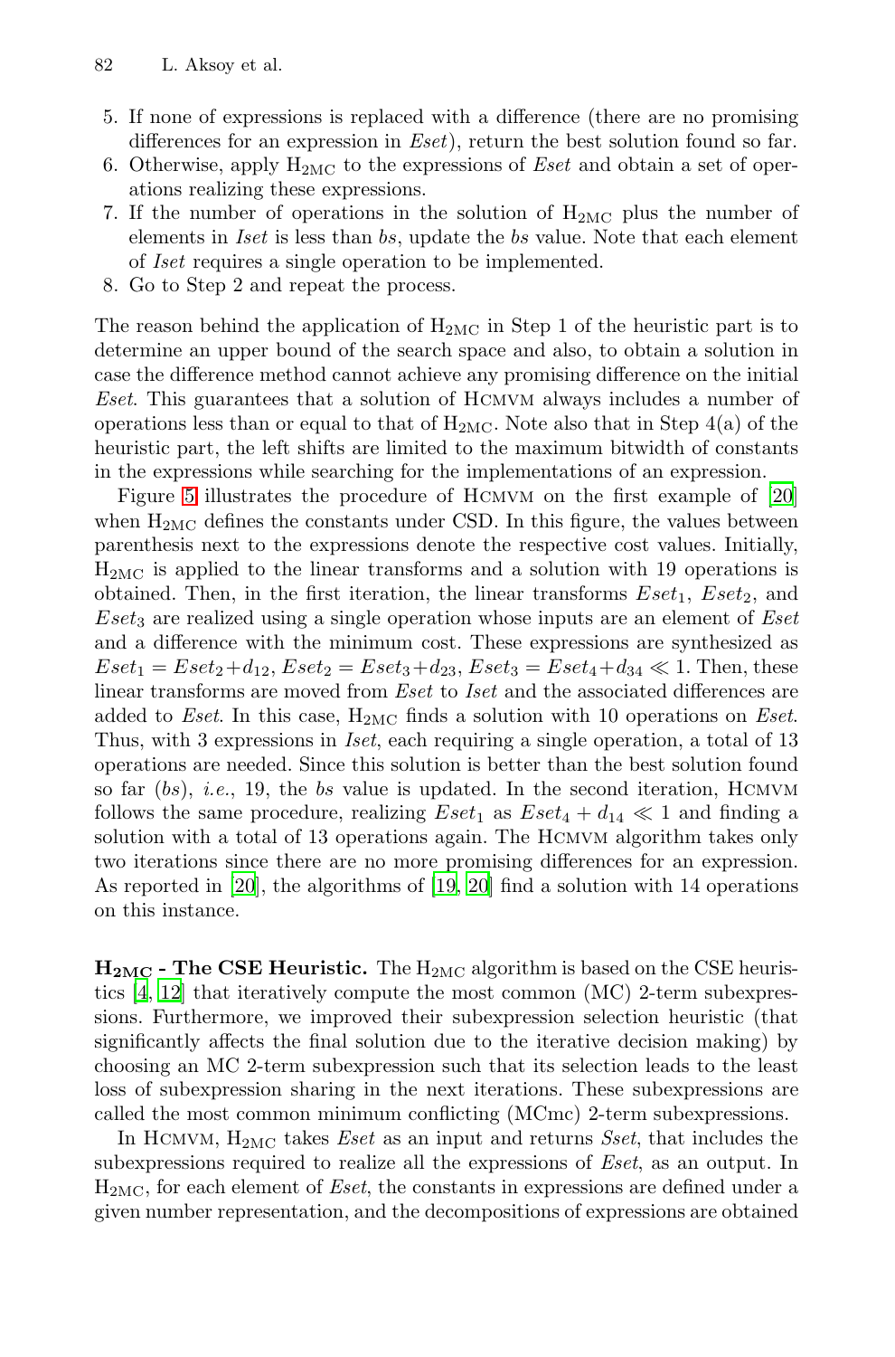5. If none of expressions is replaced with a difference (there are no promising differences for an expression in *Eset*), return the best solution found so far.
6. Otherwise, apply $H_{2MC}$ to the expressions of *Eset* and obtain a set of operations realizing these expressions.
7. If the number of operations in the solution of $H_{2MC}$ plus the number of elements in *Iset* is less than *bs*, update the *bs* value. Note that each element of *Iset* requires a single operation to be implemented.
8. Go to Step 2 and repeat the process.

The reason behind the application of $H_{2MC}$ in Step 1 of the heuristic part is to determine an upper bound of the search space and also, to obtain a solution in case the difference method cannot achieve any promising difference on the initial *Eset*. This guarantees that a solution of Hcmvm always includes a number of operations less than or equal to that of $H_{2MC}$. Note also that in Step 4(a) of the heuristic part, the left shifts are limited to the maximum bitwidth of constants in the expressions while searching for the implementations of an expression.

Figure 5 illustrates the procedure of Hcmvm on the first example of [20] when $H_{2MC}$ defines the constants under CSD. In this figure, the values between parenthesis next to the expressions denote the respective cost values. Initially, $H_{2MC}$ is applied to the linear transforms and a solution with 19 operations is obtained. Then, in the first iteration, the linear transforms $Eset_1$, $Eset_2$, and $Eset_3$ are realized using a single operation whose inputs are an element of *Eset* and a difference with the minimum cost. These expressions are synthesized as $Eset_1 = Eset_2 + d_{12}$, $Eset_2 = Eset_3 + d_{23}$, $Eset_3 = Eset_4 + d_{34} \ll 1$. Then, these linear transforms are moved from *Eset* to *Iset* and the associated differences are added to *Eset*. In this case, $H_{2MC}$ finds a solution with 10 operations on *Eset*. Thus, with 3 expressions in *Iset*, each requiring a single operation, a total of 13 operations are needed. Since this solution is better than the best solution found so far (*bs*), *i.e.*, 19, the *bs* value is updated. In the second iteration, Hcmvm follows the same procedure, realizing $Eset_1$ as $Eset_4 + d_{14} \ll 1$ and finding a solution with a total of 13 operations again. The Hcmvm algorithm takes only two iterations since there are no more promising differences for an expression. As reported in [20], the algorithms of [19, 20] find a solution with 14 operations on this instance.

**$H_{2MC}$ - The CSE Heuristic.** The $H_{2MC}$ algorithm is based on the CSE heuristics [4, 12] that iteratively compute the most common (MC) 2-term subexpressions. Furthermore, we improved their subexpression selection heuristic (that significantly affects the final solution due to the iterative decision making) by choosing an MC 2-term subexpression such that its selection leads to the least loss of subexpression sharing in the next iterations. These subexpressions are called the most common minimum conflicting (MCmc) 2-term subexpressions.

In Hcmvm, $H_{2MC}$ takes *Eset* as an input and returns *Sset*, that includes the subexpressions required to realize all the expressions of *Eset*, as an output. In $H_{2MC}$, for each element of *Eset*, the constants in expressions are defined under a given number representation, and the decompositions of expressions are obtained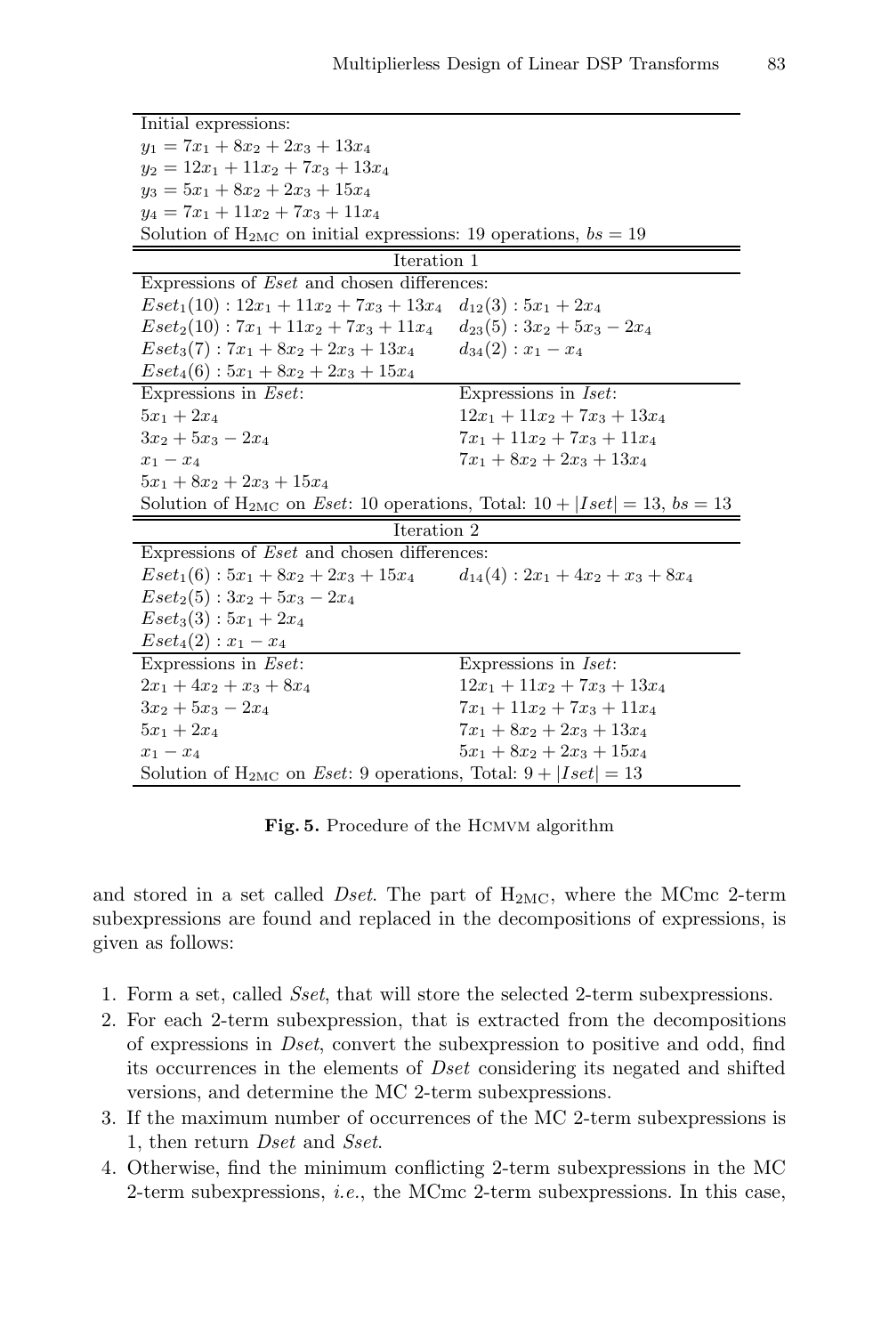| Initial expressions: | |
|---|---|
| $y_1 = 7x_1 + 8x_2 + 2x_3 + 13x_4$ | |
| $y_2 = 12x_1 + 11x_2 + 7x_3 + 13x_4$ | |
| $y_3 = 5x_1 + 8x_2 + 2x_3 + 15x_4$ | |
| $y_4 = 7x_1 + 11x_2 + 7x_3 + 11x_4$ | |
| Solution of $H_{2MC}$ on initial expressions: 19 operations, $bs = 19$ | |
| **Iteration 1** | |
| Expressions of *Eset* and chosen differences: | |
| $Eset_1(10) : 12x_1 + 11x_2 + 7x_3 + 13x_4$ | $d_{12}(3) : 5x_1 + 2x_4$ |
| $Eset_2(10) : 7x_1 + 11x_2 + 7x_3 + 11x_4$ | $d_{23}(5) : 3x_2 + 5x_3 - 2x_4$ |
| $Eset_3(7) : 7x_1 + 8x_2 + 2x_3 + 13x_4$ | $d_{34}(2) : x_1 - x_4$ |
| $Eset_4(6) : 5x_1 + 8x_2 + 2x_3 + 15x_4$ | |
| Expressions in *Eset*: | Expressions in *Iset*: |
| $5x_1 + 2x_4$ | $12x_1 + 11x_2 + 7x_3 + 13x_4$ |
| $3x_2 + 5x_3 - 2x_4$ | $7x_1 + 11x_2 + 7x_3 + 11x_4$ |
| $x_1 - x_4$ | $7x_1 + 8x_2 + 2x_3 + 13x_4$ |
| $5x_1 + 8x_2 + 2x_3 + 15x_4$ | |
| Solution of $H_{2MC}$ on *Eset*: 10 operations, Total: $10 + \lvert Iset \rvert = 13$, $bs = 13$ | |
| **Iteration 2** | |
| Expressions of *Eset* and chosen differences: | |
| $Eset_1(6) : 5x_1 + 8x_2 + 2x_3 + 15x_4$ | $d_{14}(4) : 2x_1 + 4x_2 + x_3 + 8x_4$ |
| $Eset_2(5) : 3x_2 + 5x_3 - 2x_4$ | |
| $Eset_3(3) : 5x_1 + 2x_4$ | |
| $Eset_4(2) : x_1 - x_4$ | |
| Expressions in *Eset*: | Expressions in *Iset*: |
| $2x_1 + 4x_2 + x_3 + 8x_4$ | $12x_1 + 11x_2 + 7x_3 + 13x_4$ |
| $3x_2 + 5x_3 - 2x_4$ | $7x_1 + 11x_2 + 7x_3 + 11x_4$ |
| $5x_1 + 2x_4$ | $7x_1 + 8x_2 + 2x_3 + 13x_4$ |
| $x_1 - x_4$ | $5x_1 + 8x_2 + 2x_3 + 15x_4$ |
| Solution of $H_{2MC}$ on *Eset*: 9 operations, Total: $9 + \lvert Iset \rvert = 13$ | |

**Fig. 5.** Procedure of the HCMVM algorithm

and stored in a set called *Dset*. The part of $H_{2MC}$, where the MCmc 2-term subexpressions are found and replaced in the decompositions of expressions, is given as follows:

1. Form a set, called *Sset*, that will store the selected 2-term subexpressions.
2. For each 2-term subexpression, that is extracted from the decompositions of expressions in *Dset*, convert the subexpression to positive and odd, find its occurrences in the elements of *Dset* considering its negated and shifted versions, and determine the MC 2-term subexpressions.
3. If the maximum number of occurrences of the MC 2-term subexpressions is 1, then return *Dset* and *Sset*.
4. Otherwise, find the minimum conflicting 2-term subexpressions in the MC 2-term subexpressions, *i.e.*, the MCmc 2-term subexpressions. In this case,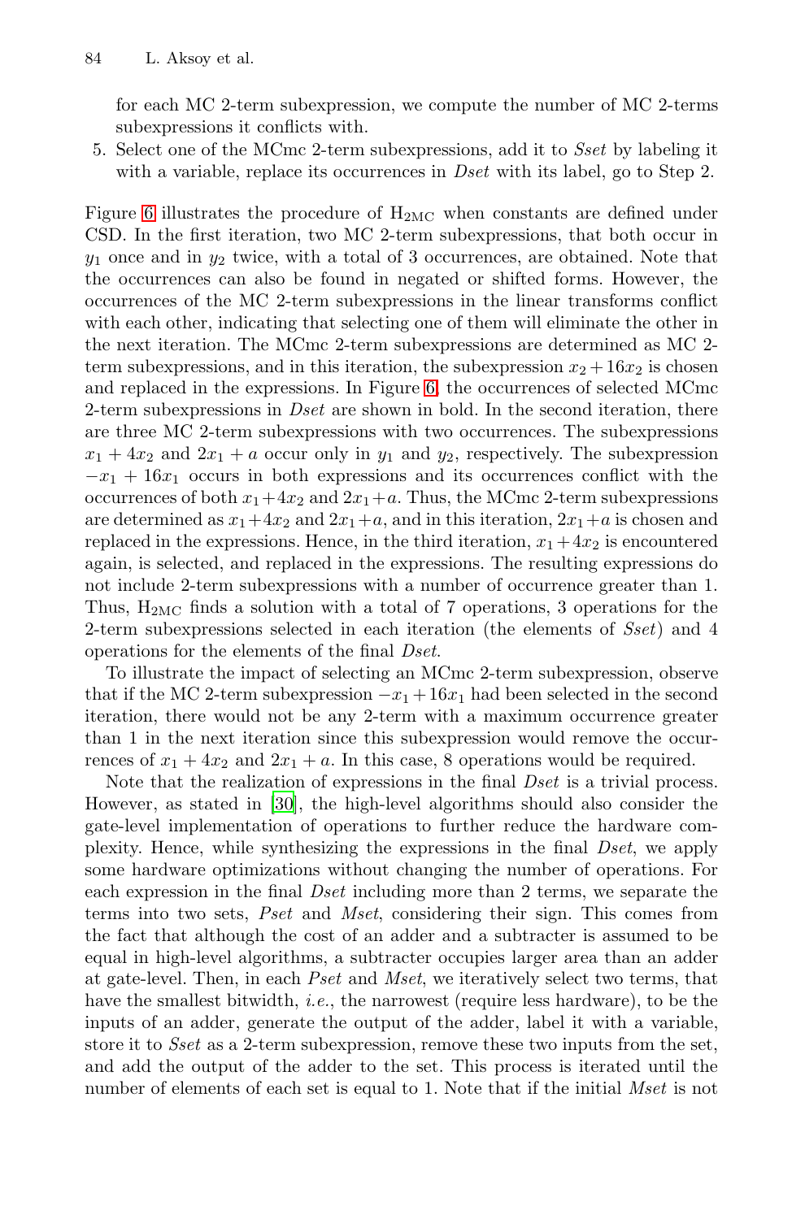for each MC 2-term subexpression, we compute the number of MC 2-terms subexpressions it conflicts with.

5. Select one of the MCmc 2-term subexpressions, add it to *Sset* by labeling it with a variable, replace its occurrences in *Dset* with its label, go to Step 2.

Figure 6 illustrates the procedure of $H_{2MC}$ when constants are defined under CSD. In the first iteration, two MC 2-term subexpressions, that both occur in $y_1$ once and in $y_2$ twice, with a total of 3 occurrences, are obtained. Note that the occurrences can also be found in negated or shifted forms. However, the occurrences of the MC 2-term subexpressions in the linear transforms conflict with each other, indicating that selecting one of them will eliminate the other in the next iteration. The MCmc 2-term subexpressions are determined as MC 2-term subexpressions, and in this iteration, the subexpression $x_2 + 16x_2$ is chosen and replaced in the expressions. In Figure 6, the occurrences of selected MCmc 2-term subexpressions in *Dset* are shown in bold. In the second iteration, there are three MC 2-term subexpressions with two occurrences. The subexpressions $x_1 + 4x_2$ and $2x_1 + a$ occur only in $y_1$ and $y_2$, respectively. The subexpression $-x_1 + 16x_1$ occurs in both expressions and its occurrences conflict with the occurrences of both $x_1+4x_2$ and $2x_1+a$. Thus, the MCmc 2-term subexpressions are determined as $x_1+4x_2$ and $2x_1+a$, and in this iteration, $2x_1+a$ is chosen and replaced in the expressions. Hence, in the third iteration, $x_1+4x_2$ is encountered again, is selected, and replaced in the expressions. The resulting expressions do not include 2-term subexpressions with a number of occurrence greater than 1. Thus, $H_{2MC}$ finds a solution with a total of 7 operations, 3 operations for the 2-term subexpressions selected in each iteration (the elements of *Sset*) and 4 operations for the elements of the final *Dset*.

To illustrate the impact of selecting an MCmc 2-term subexpression, observe that if the MC 2-term subexpression $-x_1 + 16x_1$ had been selected in the second iteration, there would not be any 2-term with a maximum occurrence greater than 1 in the next iteration since this subexpression would remove the occurrences of $x_1 + 4x_2$ and $2x_1 + a$. In this case, 8 operations would be required.

Note that the realization of expressions in the final *Dset* is a trivial process. However, as stated in [30], the high-level algorithms should also consider the gate-level implementation of operations to further reduce the hardware complexity. Hence, while synthesizing the expressions in the final *Dset*, we apply some hardware optimizations without changing the number of operations. For each expression in the final *Dset* including more than 2 terms, we separate the terms into two sets, *Pset* and *Mset*, considering their sign. This comes from the fact that although the cost of an adder and a subtracter is assumed to be equal in high-level algorithms, a subtracter occupies larger area than an adder at gate-level. Then, in each *Pset* and *Mset*, we iteratively select two terms, that have the smallest bitwidth, *i.e.*, the narrowest (require less hardware), to be the inputs of an adder, generate the output of the adder, label it with a variable, store it to *Sset* as a 2-term subexpression, remove these two inputs from the set, and add the output of the adder to the set. This process is iterated until the number of elements of each set is equal to 1. Note that if the initial *Mset* is not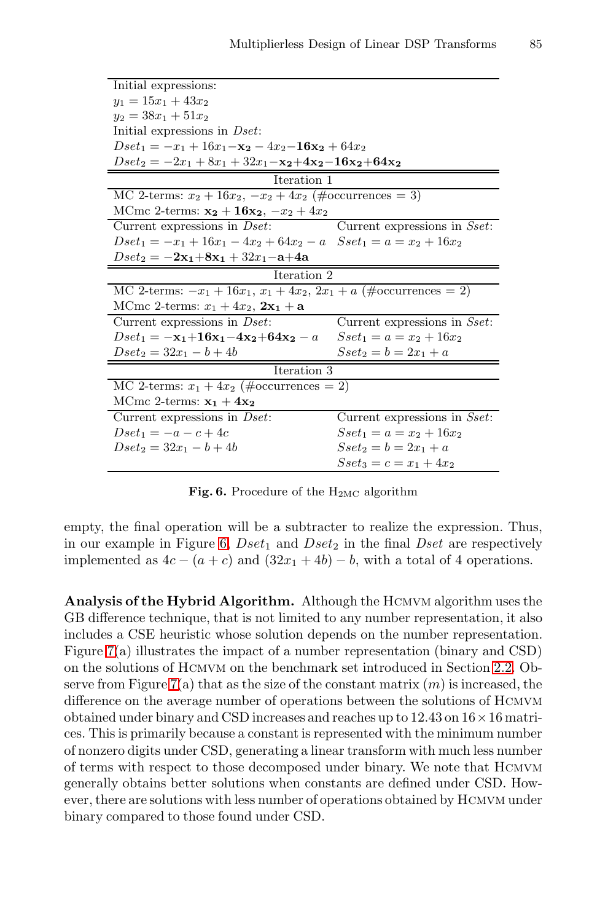| Initial expressions: | |
|---|---|
| $y_1 = 15x_1 + 43x_2$ | |
| $y_2 = 38x_1 + 51x_2$ | |
| Initial expressions in *Dset*: | |
| $Dset_1 = -x_1 + 16x_1 - \mathbf{x_2} - 4x_2 - \mathbf{16x_2} + 64x_2$ | |
| $Dset_2 = -2x_1 + 8x_1 + 32x_1 - \mathbf{x_2} + \mathbf{4x_2} - \mathbf{16x_2} + \mathbf{64x_2}$ | |
| **Iteration 1** | |
| MC 2-terms: $x_2 + 16x_2$, $-x_2 + 4x_2$ (#occurrences = 3) | |
| MCmc 2-terms: $\mathbf{x_2 + 16x_2}$, $-x_2 + 4x_2$ | |
| Current expressions in *Dset*: | Current expressions in *Sset*: |
| $Dset_1 = -x_1 + 16x_1 - 4x_2 + 64x_2 - a$ | $Sset_1 = a = x_2 + 16x_2$ |
| $Dset_2 = \mathbf{-2x_1} + \mathbf{8x_1} + 32x_1 \mathbf{- a} + \mathbf{4a}$ | |
| **Iteration 2** | |
| MC 2-terms: $-x_1 + 16x_1$, $x_1 + 4x_2$, $2x_1 + a$ (#occurrences = 2) | |
| MCmc 2-terms: $x_1 + 4x_2$, $\mathbf{2x_1 + a}$ | |
| Current expressions in *Dset*: | Current expressions in *Sset*: |
| $Dset_1 = \mathbf{-x_1} + \mathbf{16x_1} - \mathbf{4x_2} + \mathbf{64x_2} - a$ | $Sset_1 = a = x_2 + 16x_2$ |
| $Dset_2 = 32x_1 - b + 4b$ | $Sset_2 = b = 2x_1 + a$ |
| **Iteration 3** | |
| MC 2-terms: $x_1 + 4x_2$ (#occurrences = 2) | |
| MCmc 2-terms: $\mathbf{x_1 + 4x_2}$ | |
| Current expressions in *Dset*: | Current expressions in *Sset*: |
| $Dset_1 = -a - c + 4c$ | $Sset_1 = a = x_2 + 16x_2$ |
| $Dset_2 = 32x_1 - b + 4b$ | $Sset_2 = b = 2x_1 + a$ |
| | $Sset_3 = c = x_1 + 4x_2$ |

**Fig. 6.** Procedure of the $\text{H}_{2\text{MC}}$ algorithm

empty, the final operation will be a subtracter to realize the expression. Thus, in our example in Figure 6, $Dset_1$ and $Dset_2$ in the final *Dset* are respectively implemented as $4c - (a + c)$ and $(32x_1 + 4b) - b$, with a total of 4 operations.

**Analysis of the Hybrid Algorithm.** Although the HCMVM algorithm uses the GB difference technique, that is not limited to any number representation, it also includes a CSE heuristic whose solution depends on the number representation. Figure 7(a) illustrates the impact of a number representation (binary and CSD) on the solutions of HCMVM on the benchmark set introduced in Section 2.2. Observe from Figure 7(a) that as the size of the constant matrix ($m$) is increased, the difference on the average number of operations between the solutions of HCMVM obtained under binary and CSD increases and reaches up to 12.43 on $16 \times 16$ matrices. This is primarily because a constant is represented with the minimum number of nonzero digits under CSD, generating a linear transform with much less number of terms with respect to those decomposed under binary. We note that HCMVM generally obtains better solutions when constants are defined under CSD. However, there are solutions with less number of operations obtained by HCMVM under binary compared to those found under CSD.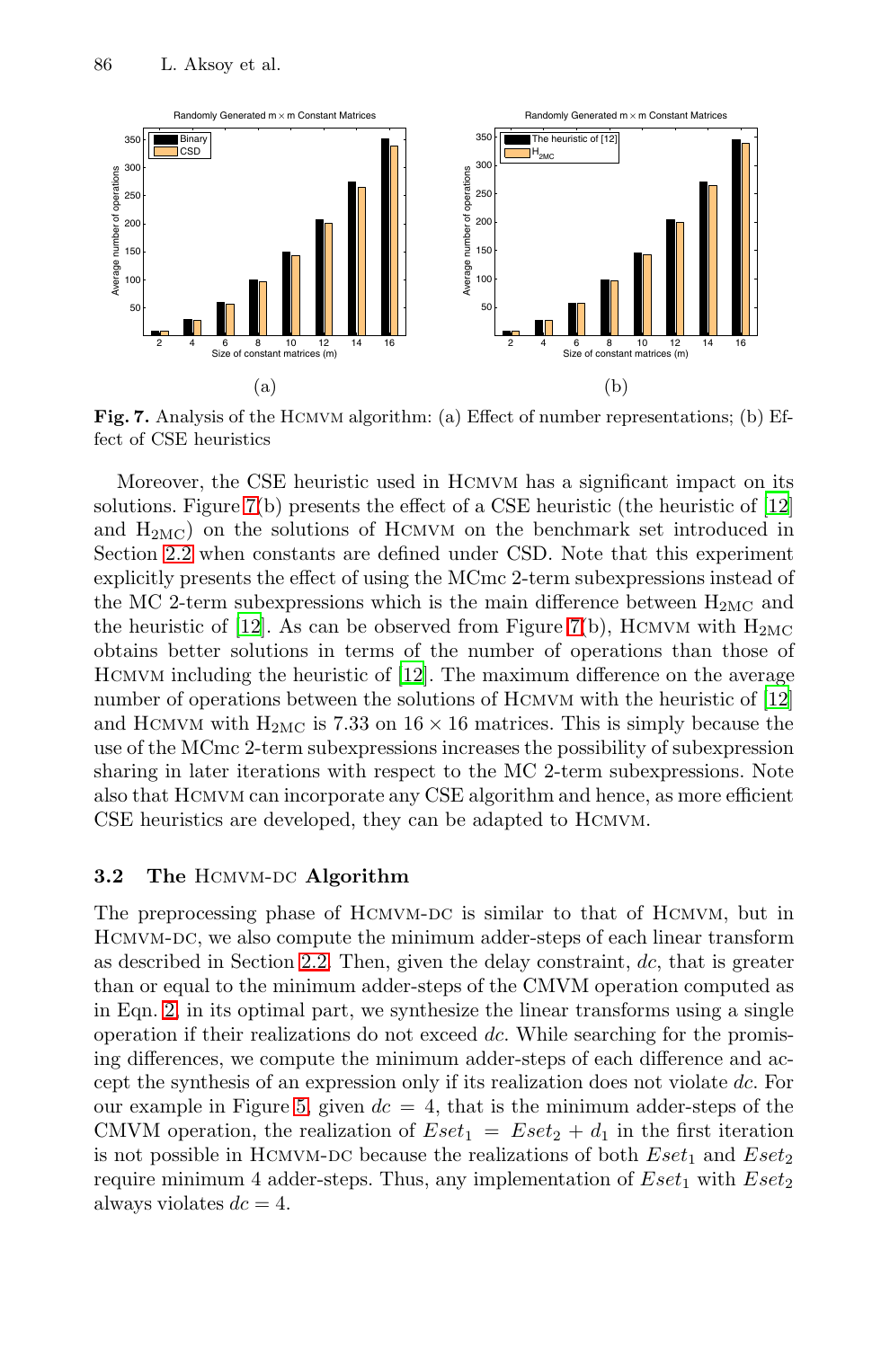**Fig. 7.** Analysis of the HCMVM algorithm: (a) Effect of number representations; (b) Effect of CSE heuristics

Moreover, the CSE heuristic used in HCMVM has a significant impact on its solutions. Figure 7(b) presents the effect of a CSE heuristic (the heuristic of [12] and $H_{2MC}$) on the solutions of HCMVM on the benchmark set introduced in Section 2.2 when constants are defined under CSD. Note that this experiment explicitly presents the effect of using the MCmc 2-term subexpressions instead of the MC 2-term subexpressions which is the main difference between $H_{2MC}$ and the heuristic of [12]. As can be observed from Figure 7(b), HCMVM with $H_{2MC}$ obtains better solutions in terms of the number of operations than those of HCMVM including the heuristic of [12]. The maximum difference on the average number of operations between the solutions of HCMVM with the heuristic of [12] and HCMVM with $H_{2MC}$ is 7.33 on $16 \times 16$ matrices. This is simply because the use of the MCmc 2-term subexpressions increases the possibility of subexpression sharing in later iterations with respect to the MC 2-term subexpressions. Note also that HCMVM can incorporate any CSE algorithm and hence, as more efficient CSE heuristics are developed, they can be adapted to HCMVM.

### 3.2 The HCMVM-DC Algorithm

The preprocessing phase of HCMVM-DC is similar to that of HCMVM, but in HCMVM-DC, we also compute the minimum adder-steps of each linear transform as described in Section 2.2. Then, given the delay constraint, *dc*, that is greater than or equal to the minimum adder-steps of the CMVM operation computed as in Eqn. 2, in its optimal part, we synthesize the linear transforms using a single operation if their realizations do not exceed *dc*. While searching for the promising differences, we compute the minimum adder-steps of each difference and accept the synthesis of an expression only if its realization does not violate *dc*. For our example in Figure 5, given $dc = 4$, that is the minimum adder-steps of the CMVM operation, the realization of $Eset_1 = Eset_2 + d_1$ in the first iteration is not possible in HCMVM-DC because the realizations of both $Eset_1$ and $Eset_2$ require minimum 4 adder-steps. Thus, any implementation of $Eset_1$ with $Eset_2$ always violates $dc = 4$.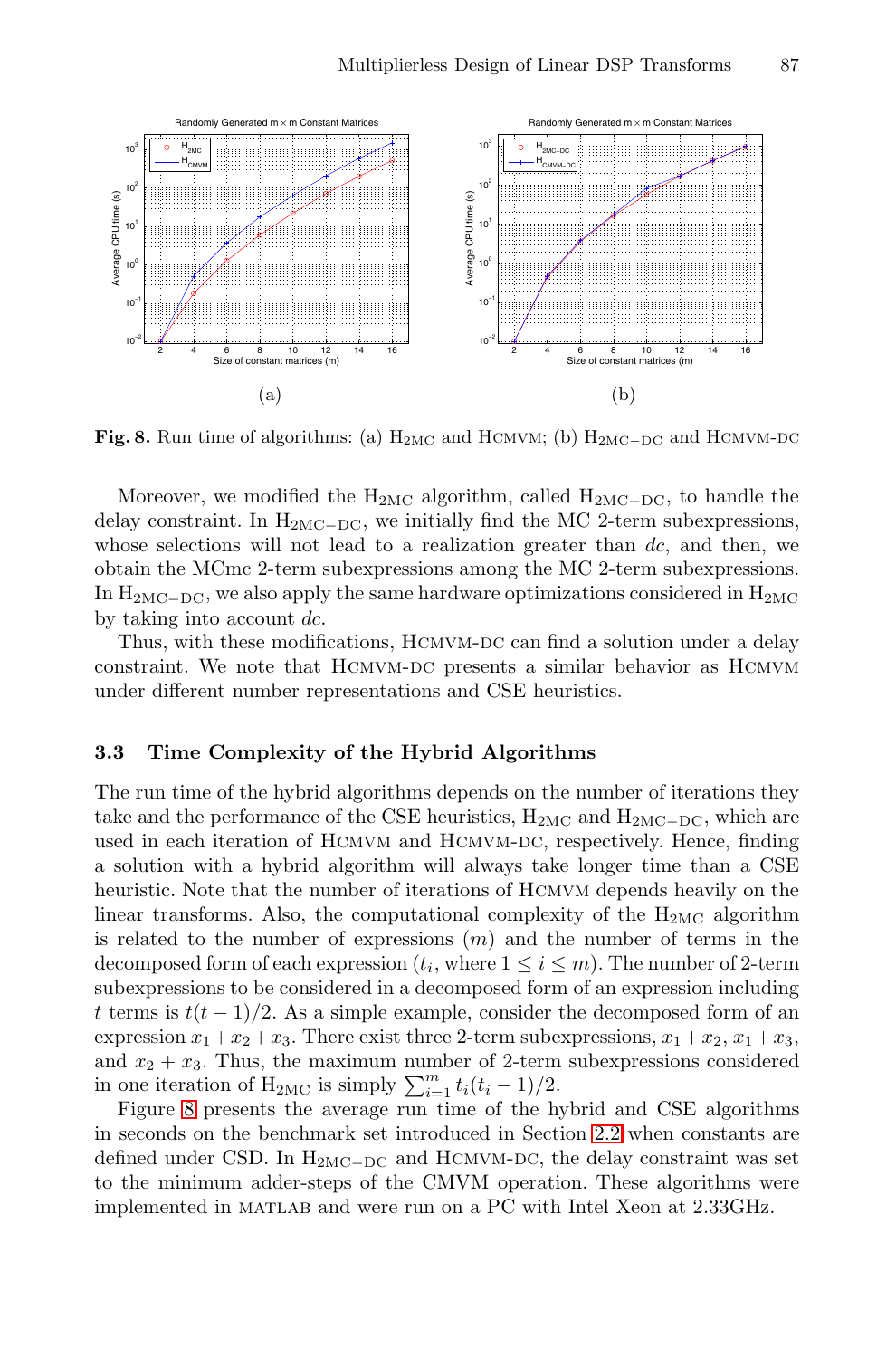**Fig. 8.** Run time of algorithms: (a) $H_{2MC}$ and HCMVM; (b) $H_{2MC-DC}$ and HCMVM-DC

Moreover, we modified the $H_{2MC}$ algorithm, called $H_{2MC-DC}$, to handle the delay constraint. In $H_{2MC-DC}$, we initially find the MC 2-term subexpressions, whose selections will not lead to a realization greater than $dc$, and then, we obtain the MCmc 2-term subexpressions among the MC 2-term subexpressions. In $H_{2MC-DC}$, we also apply the same hardware optimizations considered in $H_{2MC}$ by taking into account $dc$.

Thus, with these modifications, HCMVM-DC can find a solution under a delay constraint. We note that HCMVM-DC presents a similar behavior as HCMVM under different number representations and CSE heuristics.

### 3.3 Time Complexity of the Hybrid Algorithms

The run time of the hybrid algorithms depends on the number of iterations they take and the performance of the CSE heuristics, $H_{2MC}$ and $H_{2MC-DC}$, which are used in each iteration of HCMVM and HCMVM-DC, respectively. Hence, finding a solution with a hybrid algorithm will always take longer time than a CSE heuristic. Note that the number of iterations of HCMVM depends heavily on the linear transforms. Also, the computational complexity of the $H_{2MC}$ algorithm is related to the number of expressions ($m$) and the number of terms in the decomposed form of each expression ($t_i$, where $1 \leq i \leq m$). The number of 2-term subexpressions to be considered in a decomposed form of an expression including $t$ terms is $t(t-1)/2$. As a simple example, consider the decomposed form of an expression $x_1+x_2+x_3$. There exist three 2-term subexpressions, $x_1+x_2$, $x_1+x_3$, and $x_2+x_3$. Thus, the maximum number of 2-term subexpressions considered in one iteration of $H_{2MC}$ is simply $\sum_{i=1}^{m} t_i(t_i-1)/2$.

Figure 8 presents the average run time of the hybrid and CSE algorithms in seconds on the benchmark set introduced in Section 2.2 when constants are defined under CSD. In $H_{2MC-DC}$ and HCMVM-DC, the delay constraint was set to the minimum adder-steps of the CMVM operation. These algorithms were implemented in MATLAB and were run on a PC with Intel Xeon at 2.33GHz.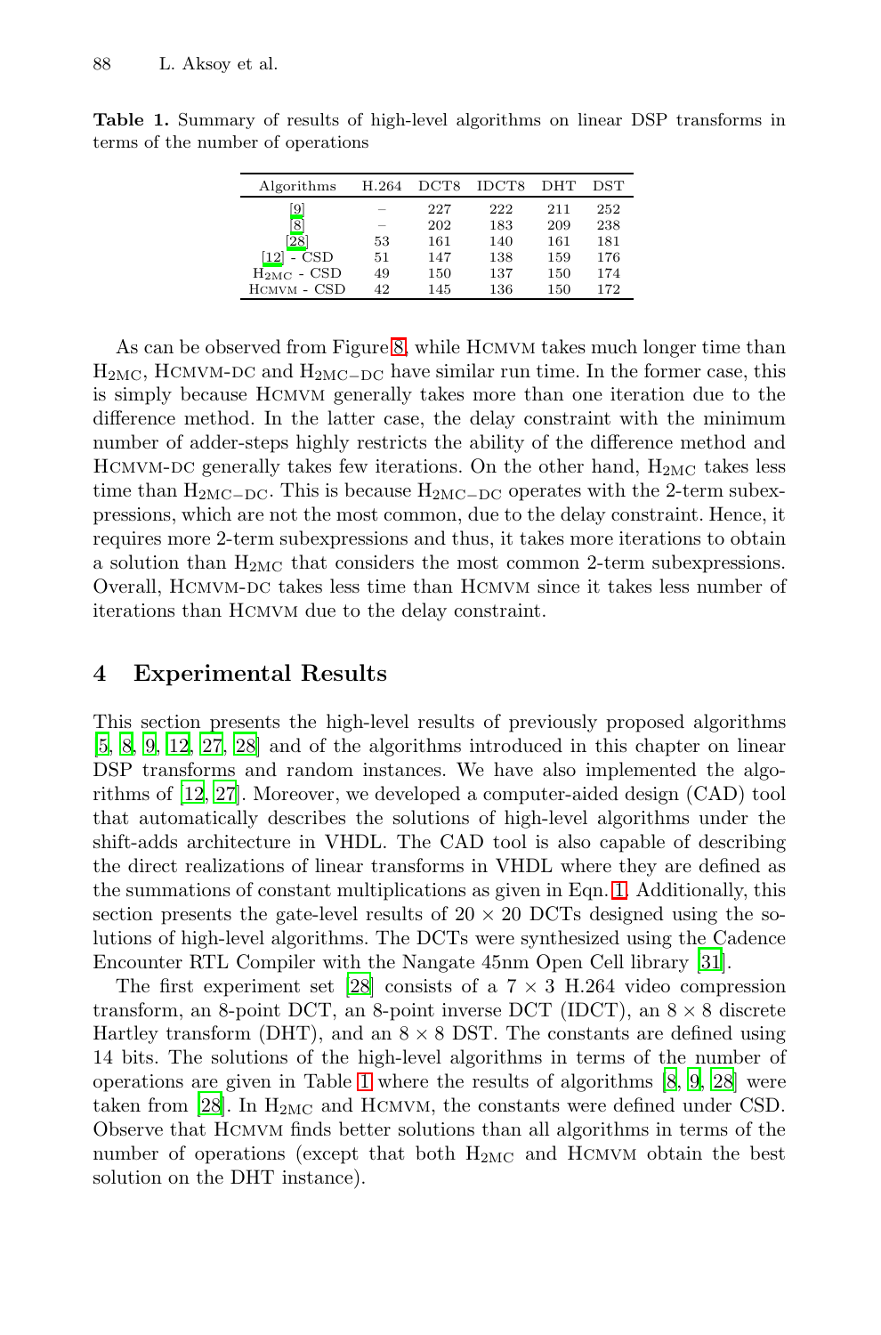**Table 1.** Summary of results of high-level algorithms on linear DSP transforms in terms of the number of operations

| Algorithms | H.264 | DCT8 | IDCT8 | DHT | DST |
|---|---|---|---|---|---|
| [9] | – | 227 | 222 | 211 | 252 |
| [8] | – | 202 | 183 | 209 | 238 |
| [28] | 53 | 161 | 140 | 161 | 181 |
| [12] - CSD | 51 | 147 | 138 | 159 | 176 |
| $H_{2MC}$ - CSD | 49 | 150 | 137 | 150 | 174 |
| HCMVM - CSD | 42 | 145 | 136 | 150 | 172 |

As can be observed from Figure 8, while HCMVM takes much longer time than $H_{2MC}$, HCMVM-DC and $H_{2MC-DC}$ have similar run time. In the former case, this is simply because HCMVM generally takes more than one iteration due to the difference method. In the latter case, the delay constraint with the minimum number of adder-steps highly restricts the ability of the difference method and HCMVM-DC generally takes few iterations. On the other hand, $H_{2MC}$ takes less time than $H_{2MC-DC}$. This is because $H_{2MC-DC}$ operates with the 2-term subexpressions, which are not the most common, due to the delay constraint. Hence, it requires more 2-term subexpressions and thus, it takes more iterations to obtain a solution than $H_{2MC}$ that considers the most common 2-term subexpressions. Overall, HCMVM-DC takes less time than HCMVM since it takes less number of iterations than HCMVM due to the delay constraint.

## 4 Experimental Results

This section presents the high-level results of previously proposed algorithms [5, 8, 9, 12, 27, 28] and of the algorithms introduced in this chapter on linear DSP transforms and random instances. We have also implemented the algorithms of [12, 27]. Moreover, we developed a computer-aided design (CAD) tool that automatically describes the solutions of high-level algorithms under the shift-adds architecture in VHDL. The CAD tool is also capable of describing the direct realizations of linear transforms in VHDL where they are defined as the summations of constant multiplications as given in Eqn. 1. Additionally, this section presents the gate-level results of $20 \times 20$ DCTs designed using the solutions of high-level algorithms. The DCTs were synthesized using the Cadence Encounter RTL Compiler with the Nangate 45nm Open Cell library [31].

The first experiment set [28] consists of a $7 \times 3$ H.264 video compression transform, an 8-point DCT, an 8-point inverse DCT (IDCT), an $8 \times 8$ discrete Hartley transform (DHT), and an $8 \times 8$ DST. The constants are defined using 14 bits. The solutions of the high-level algorithms in terms of the number of operations are given in Table 1 where the results of algorithms [8, 9, 28] were taken from [28]. In $H_{2MC}$ and HCMVM, the constants were defined under CSD. Observe that HCMVM finds better solutions than all algorithms in terms of the number of operations (except that both $H_{2MC}$ and HCMVM obtain the best solution on the DHT instance).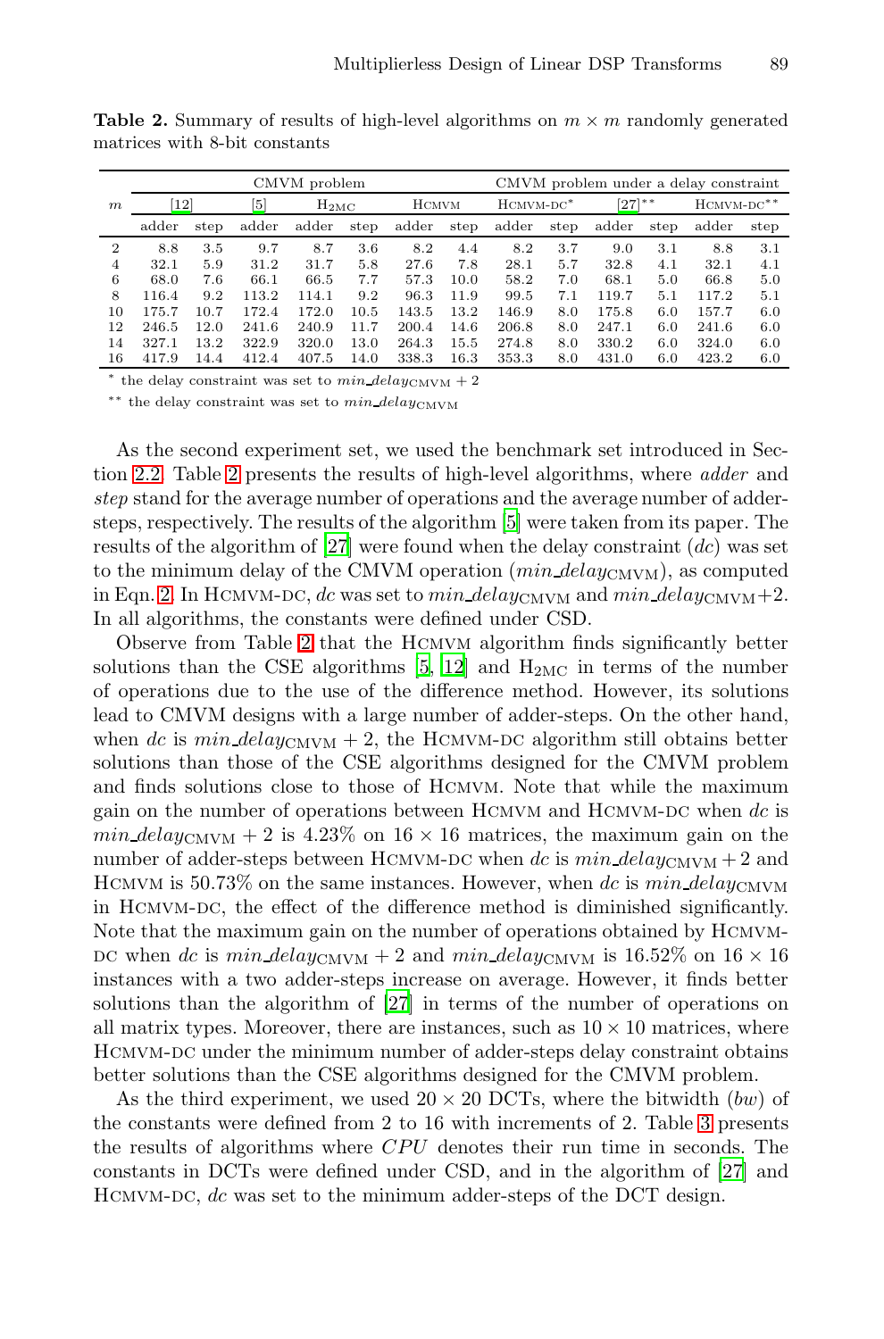**Table 2.** Summary of results of high-level algorithms on $m \times m$ randomly generated matrices with 8-bit constants

| $m$ | CMVM problem | | | | | | | CMVM problem under a delay constraint | | | | | |
|---|---|---|---|---|---|---|---|---|---|---|---|---|---|
| | [12] | | [5] | $H_{2MC}$ | | HCMVM | | HCMVM-DC* | | [27]** | | HCMVM-DC** | |
| | adder | step | adder | adder | step | adder | step | adder | step | adder | step | adder | step |
| 2 | 8.8 | 3.5 | 9.7 | 8.7 | 3.6 | 8.2 | 4.4 | 8.2 | 3.7 | 9.0 | 3.1 | 8.8 | 3.1 |
| 4 | 32.1 | 5.9 | 31.2 | 31.7 | 5.8 | 27.6 | 7.8 | 28.1 | 5.7 | 32.8 | 4.1 | 32.1 | 4.1 |
| 6 | 68.0 | 7.6 | 66.1 | 66.5 | 7.7 | 57.3 | 10.0 | 58.2 | 7.0 | 68.1 | 5.0 | 66.8 | 5.0 |
| 8 | 116.4 | 9.2 | 113.2 | 114.1 | 9.2 | 96.3 | 11.9 | 99.5 | 7.1 | 119.7 | 5.1 | 117.2 | 5.1 |
| 10 | 175.7 | 10.7 | 172.4 | 172.0 | 10.5 | 143.5 | 13.2 | 146.9 | 8.0 | 175.8 | 6.0 | 157.7 | 6.0 |
| 12 | 246.5 | 12.0 | 241.6 | 240.9 | 11.7 | 200.4 | 14.6 | 206.8 | 8.0 | 247.1 | 6.0 | 241.6 | 6.0 |
| 14 | 327.1 | 13.2 | 322.9 | 320.0 | 13.0 | 264.3 | 15.5 | 274.8 | 8.0 | 330.2 | 6.0 | 324.0 | 6.0 |
| 16 | 417.9 | 14.4 | 412.4 | 407.5 | 14.0 | 338.3 | 16.3 | 353.3 | 8.0 | 431.0 | 6.0 | 423.2 | 6.0 |

\* the delay constraint was set to $min\_delay_{\text{CMVM}} + 2$

\** the delay constraint was set to $min\_delay_{\text{CMVM}}$

As the second experiment set, we used the benchmark set introduced in Section 2.2. Table 2 presents the results of high-level algorithms, where *adder* and *step* stand for the average number of operations and the average number of adder-steps, respectively. The results of the algorithm [5] were taken from its paper. The results of the algorithm of [27] were found when the delay constraint (*dc*) was set to the minimum delay of the CMVM operation ($min\_delay_{\text{CMVM}}$), as computed in Eqn. 2. In HCMVM-DC, *dc* was set to $min\_delay_{\text{CMVM}}$ and $min\_delay_{\text{CMVM}}+2$. In all algorithms, the constants were defined under CSD.

Observe from Table 2 that the HCMVM algorithm finds significantly better solutions than the CSE algorithms [5, 12] and $H_{2MC}$ in terms of the number of operations due to the use of the difference method. However, its solutions lead to CMVM designs with a large number of adder-steps. On the other hand, when *dc* is $min\_delay_{\text{CMVM}} + 2$, the HCMVM-DC algorithm still obtains better solutions than those of the CSE algorithms designed for the CMVM problem and finds solutions close to those of HCMVM. Note that while the maximum gain on the number of operations between HCMVM and HCMVM-DC when *dc* is $min\_delay_{\text{CMVM}} + 2$ is 4.23% on $16 \times 16$ matrices, the maximum gain on the number of adder-steps between HCMVM-DC when *dc* is $min\_delay_{\text{CMVM}} + 2$ and HCMVM is 50.73% on the same instances. However, when *dc* is $min\_delay_{\text{CMVM}}$ in HCMVM-DC, the effect of the difference method is diminished significantly. Note that the maximum gain on the number of operations obtained by HCMVM-DC when *dc* is $min\_delay_{\text{CMVM}} + 2$ and $min\_delay_{\text{CMVM}}$ is 16.52% on $16 \times 16$ instances with a two adder-steps increase on average. However, it finds better solutions than the algorithm of [27] in terms of the number of operations on all matrix types. Moreover, there are instances, such as $10 \times 10$ matrices, where HCMVM-DC under the minimum number of adder-steps delay constraint obtains better solutions than the CSE algorithms designed for the CMVM problem.

As the third experiment, we used $20 \times 20$ DCTs, where the bitwidth (*bw*) of the constants were defined from 2 to 16 with increments of 2. Table 3 presents the results of algorithms where *CPU* denotes their run time in seconds. The constants in DCTs were defined under CSD, and in the algorithm of [27] and HCMVM-DC, *dc* was set to the minimum adder-steps of the DCT design.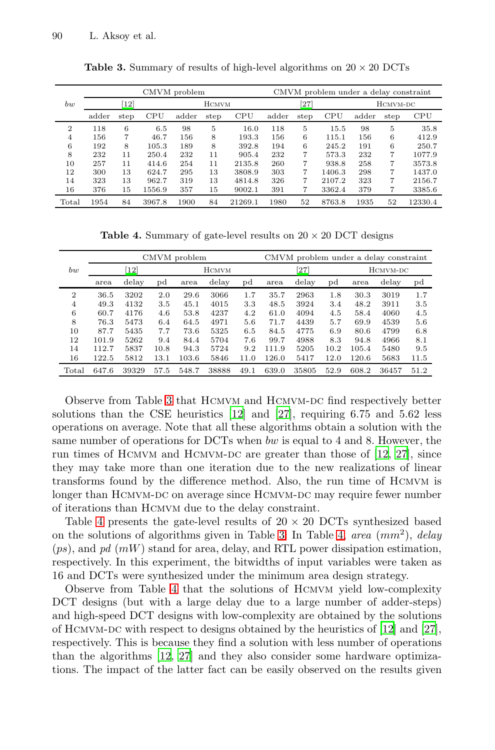**Table 3.** Summary of results of high-level algorithms on $20 \times 20$ DCTs

| *bw* | CMVM problem | | | | | | CMVM problem under a delay constraint | | | | | |
|---|---|---|---|---|---|---|---|---|---|---|---|---|
| | [12] | | | HCMVM | | | [27] | | | HCMVM-DC | | |
| | adder | step | CPU | adder | step | CPU | adder | step | CPU | adder | step | CPU |
| 2 | 118 | 6 | 6.5 | 98 | 5 | 16.0 | 118 | 5 | 15.5 | 98 | 5 | 35.8 |
| 4 | 156 | 7 | 46.7 | 156 | 8 | 193.3 | 156 | 6 | 115.1 | 156 | 6 | 412.9 |
| 6 | 192 | 8 | 105.3 | 189 | 8 | 392.8 | 194 | 6 | 245.2 | 191 | 6 | 250.7 |
| 8 | 232 | 11 | 250.4 | 232 | 11 | 905.4 | 232 | 7 | 573.3 | 232 | 7 | 1077.9 |
| 10 | 257 | 11 | 414.6 | 254 | 11 | 2135.8 | 260 | 7 | 938.8 | 258 | 7 | 3573.8 |
| 12 | 300 | 13 | 624.7 | 295 | 13 | 3808.9 | 303 | 7 | 1406.3 | 298 | 7 | 1437.0 |
| 14 | 323 | 13 | 962.7 | 319 | 13 | 4814.8 | 326 | 7 | 2107.2 | 323 | 7 | 2156.7 |
| 16 | 376 | 15 | 1556.9 | 357 | 15 | 9002.1 | 391 | 7 | 3362.4 | 379 | 7 | 3385.6 |
| Total | 1954 | 84 | 3967.8 | 1900 | 84 | 21269.1 | 1980 | 52 | 8763.8 | 1935 | 52 | 12330.4 |

**Table 4.** Summary of gate-level results on $20 \times 20$ DCT designs

| *bw* | CMVM problem | | | | | | CMVM problem under a delay constraint | | | | | |
|---|---|---|---|---|---|---|---|---|---|---|---|---|
| | [12] | | | HCMVM | | | [27] | | | HCMVM-DC | | |
| | area | delay | pd | area | delay | pd | area | delay | pd | area | delay | pd |
| 2 | 36.5 | 3202 | 2.0 | 29.6 | 3066 | 1.7 | 35.7 | 2963 | 1.8 | 30.3 | 3019 | 1.7 |
| 4 | 49.3 | 4132 | 3.5 | 45.1 | 4015 | 3.3 | 48.5 | 3924 | 3.4 | 48.2 | 3911 | 3.5 |
| 6 | 60.7 | 4176 | 4.6 | 53.8 | 4237 | 4.2 | 61.0 | 4094 | 4.5 | 58.4 | 4060 | 4.5 |
| 8 | 76.3 | 5473 | 6.4 | 64.5 | 4971 | 5.6 | 71.7 | 4439 | 5.7 | 69.9 | 4539 | 5.6 |
| 10 | 87.7 | 5435 | 7.7 | 73.6 | 5325 | 6.5 | 84.5 | 4775 | 6.9 | 80.6 | 4799 | 6.8 |
| 12 | 101.9 | 5262 | 9.4 | 84.4 | 5704 | 7.6 | 99.7 | 4988 | 8.3 | 94.8 | 4966 | 8.1 |
| 14 | 112.7 | 5837 | 10.8 | 94.3 | 5724 | 9.2 | 111.9 | 5205 | 10.2 | 105.4 | 5480 | 9.5 |
| 16 | 122.5 | 5812 | 13.1 | 103.6 | 5846 | 11.0 | 126.0 | 5417 | 12.0 | 120.6 | 5683 | 11.5 |
| Total | 647.6 | 39329 | 57.5 | 548.7 | 38888 | 49.1 | 639.0 | 35805 | 52.9 | 608.2 | 36457 | 51.2 |

Observe from Table 3 that HCMVM and HCMVM-DC find respectively better solutions than the CSE heuristics [12] and [27], requiring 6.75 and 5.62 less operations on average. Note that all these algorithms obtain a solution with the same number of operations for DCTs when *bw* is equal to 4 and 8. However, the run times of HCMVM and HCMVM-DC are greater than those of [12, 27], since they may take more than one iteration due to the new realizations of linear transforms found by the difference method. Also, the run time of HCMVM is longer than HCMVM-DC on average since HCMVM-DC may require fewer number of iterations than HCMVM due to the delay constraint.

Table 4 presents the gate-level results of $20 \times 20$ DCTs synthesized based on the solutions of algorithms given in Table 3. In Table 4, *area* ($mm^2$), *delay* ($ps$), and *pd* ($mW$) stand for area, delay, and RTL power dissipation estimation, respectively. In this experiment, the bitwidths of input variables were taken as 16 and DCTs were synthesized under the minimum area design strategy.

Observe from Table 4 that the solutions of HCMVM yield low-complexity DCT designs (but with a large delay due to a large number of adder-steps) and high-speed DCT designs with low-complexity are obtained by the solutions of HCMVM-DC with respect to designs obtained by the heuristics of [12] and [27], respectively. This is because they find a solution with less number of operations than the algorithms [12, 27] and they also consider some hardware optimizations. The impact of the latter fact can be easily observed on the results given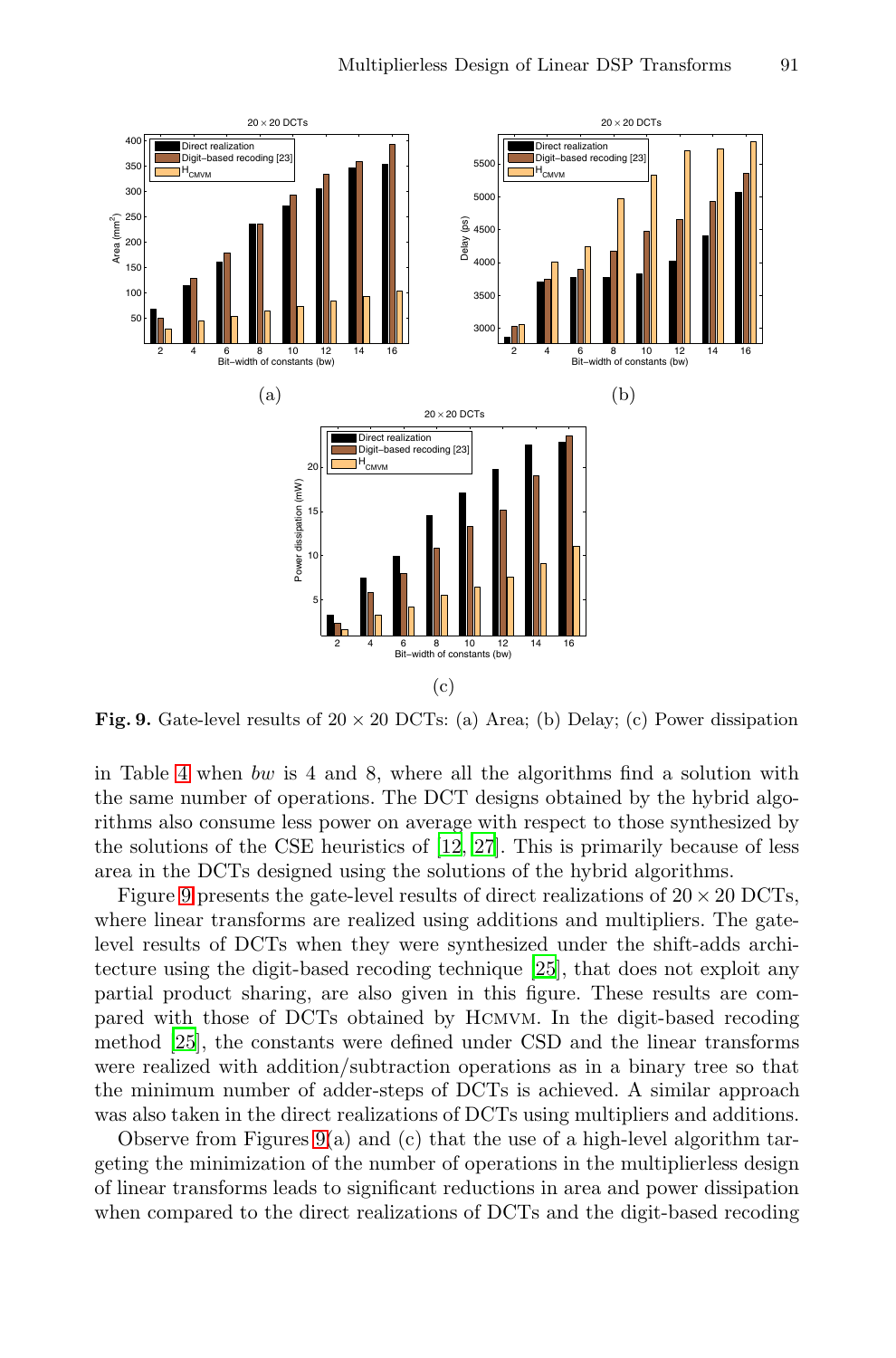**Fig. 9.** Gate-level results of $20 \times 20$ DCTs: (a) Area; (b) Delay; (c) Power dissipation

in Table 4 when *bw* is 4 and 8, where all the algorithms find a solution with the same number of operations. The DCT designs obtained by the hybrid algorithms also consume less power on average with respect to those synthesized by the solutions of the CSE heuristics of [12, 27]. This is primarily because of less area in the DCTs designed using the solutions of the hybrid algorithms.

Figure 9 presents the gate-level results of direct realizations of $20 \times 20$ DCTs, where linear transforms are realized using additions and multipliers. The gate-level results of DCTs when they were synthesized under the shift-adds architecture using the digit-based recoding technique [25], that does not exploit any partial product sharing, are also given in this figure. These results are compared with those of DCTs obtained by HCMVM. In the digit-based recoding method [25], the constants were defined under CSD and the linear transforms were realized with addition/subtraction operations as in a binary tree so that the minimum number of adder-steps of DCTs is achieved. A similar approach was also taken in the direct realizations of DCTs using multipliers and additions.

Observe from Figures 9(a) and (c) that the use of a high-level algorithm targeting the minimization of the number of operations in the multiplierless design of linear transforms leads to significant reductions in area and power dissipation when compared to the direct realizations of DCTs and the digit-based recoding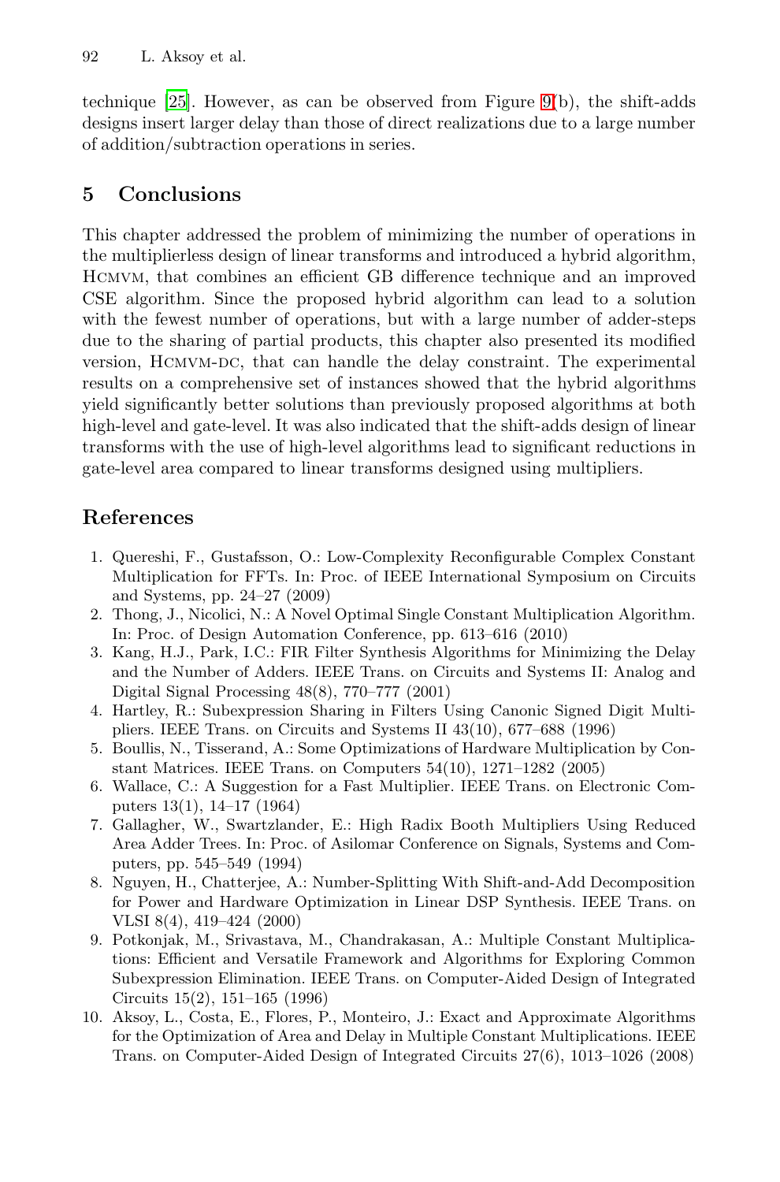technique [25]. However, as can be observed from Figure 9(b), the shift-adds designs insert larger delay than those of direct realizations due to a large number of addition/subtraction operations in series.

## 5 Conclusions

This chapter addressed the problem of minimizing the number of operations in the multiplierless design of linear transforms and introduced a hybrid algorithm, Hcmvm, that combines an efficient GB difference technique and an improved CSE algorithm. Since the proposed hybrid algorithm can lead to a solution with the fewest number of operations, but with a large number of adder-steps due to the sharing of partial products, this chapter also presented its modified version, Hcmvm-dc, that can handle the delay constraint. The experimental results on a comprehensive set of instances showed that the hybrid algorithms yield significantly better solutions than previously proposed algorithms at both high-level and gate-level. It was also indicated that the shift-adds design of linear transforms with the use of high-level algorithms lead to significant reductions in gate-level area compared to linear transforms designed using multipliers.

## References

1. Quereshi, F., Gustafsson, O.: Low-Complexity Reconfigurable Complex Constant Multiplication for FFTs. In: Proc. of IEEE International Symposium on Circuits and Systems, pp. 24–27 (2009)
2. Thong, J., Nicolici, N.: A Novel Optimal Single Constant Multiplication Algorithm. In: Proc. of Design Automation Conference, pp. 613–616 (2010)
3. Kang, H.J., Park, I.C.: FIR Filter Synthesis Algorithms for Minimizing the Delay and the Number of Adders. IEEE Trans. on Circuits and Systems II: Analog and Digital Signal Processing 48(8), 770–777 (2001)
4. Hartley, R.: Subexpression Sharing in Filters Using Canonic Signed Digit Multipliers. IEEE Trans. on Circuits and Systems II 43(10), 677–688 (1996)
5. Boullis, N., Tisserand, A.: Some Optimizations of Hardware Multiplication by Constant Matrices. IEEE Trans. on Computers 54(10), 1271–1282 (2005)
6. Wallace, C.: A Suggestion for a Fast Multiplier. IEEE Trans. on Electronic Computers 13(1), 14–17 (1964)
7. Gallagher, W., Swartzlander, E.: High Radix Booth Multipliers Using Reduced Area Adder Trees. In: Proc. of Asilomar Conference on Signals, Systems and Computers, pp. 545–549 (1994)
8. Nguyen, H., Chatterjee, A.: Number-Splitting With Shift-and-Add Decomposition for Power and Hardware Optimization in Linear DSP Synthesis. IEEE Trans. on VLSI 8(4), 419–424 (2000)
9. Potkonjak, M., Srivastava, M., Chandrakasan, A.: Multiple Constant Multiplications: Efficient and Versatile Framework and Algorithms for Exploring Common Subexpression Elimination. IEEE Trans. on Computer-Aided Design of Integrated Circuits 15(2), 151–165 (1996)
10. Aksoy, L., Costa, E., Flores, P., Monteiro, J.: Exact and Approximate Algorithms for the Optimization of Area and Delay in Multiple Constant Multiplications. IEEE Trans. on Computer-Aided Design of Integrated Circuits 27(6), 1013–1026 (2008)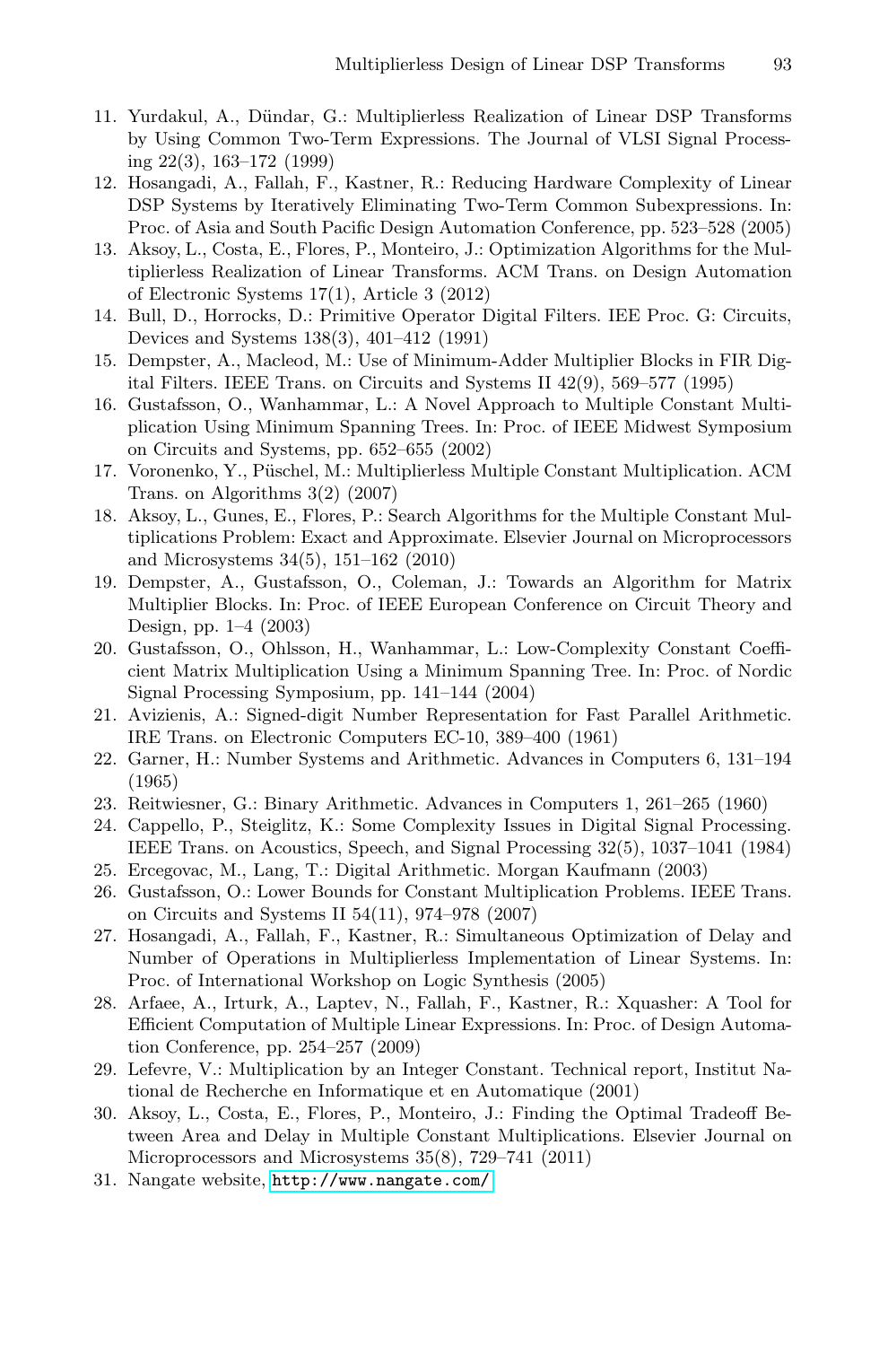11. Yurdakul, A., Dündar, G.: Multiplierless Realization of Linear DSP Transforms by Using Common Two-Term Expressions. The Journal of VLSI Signal Processing 22(3), 163–172 (1999)
12. Hosangadi, A., Fallah, F., Kastner, R.: Reducing Hardware Complexity of Linear DSP Systems by Iteratively Eliminating Two-Term Common Subexpressions. In: Proc. of Asia and South Pacific Design Automation Conference, pp. 523–528 (2005)
13. Aksoy, L., Costa, E., Flores, P., Monteiro, J.: Optimization Algorithms for the Multiplierless Realization of Linear Transforms. ACM Trans. on Design Automation of Electronic Systems 17(1), Article 3 (2012)
14. Bull, D., Horrocks, D.: Primitive Operator Digital Filters. IEE Proc. G: Circuits, Devices and Systems 138(3), 401–412 (1991)
15. Dempster, A., Macleod, M.: Use of Minimum-Adder Multiplier Blocks in FIR Digital Filters. IEEE Trans. on Circuits and Systems II 42(9), 569–577 (1995)
16. Gustafsson, O., Wanhammar, L.: A Novel Approach to Multiple Constant Multiplication Using Minimum Spanning Trees. In: Proc. of IEEE Midwest Symposium on Circuits and Systems, pp. 652–655 (2002)
17. Voronenko, Y., Püschel, M.: Multiplierless Multiple Constant Multiplication. ACM Trans. on Algorithms 3(2) (2007)
18. Aksoy, L., Gunes, E., Flores, P.: Search Algorithms for the Multiple Constant Multiplications Problem: Exact and Approximate. Elsevier Journal on Microprocessors and Microsystems 34(5), 151–162 (2010)
19. Dempster, A., Gustafsson, O., Coleman, J.: Towards an Algorithm for Matrix Multiplier Blocks. In: Proc. of IEEE European Conference on Circuit Theory and Design, pp. 1–4 (2003)
20. Gustafsson, O., Ohlsson, H., Wanhammar, L.: Low-Complexity Constant Coefficient Matrix Multiplication Using a Minimum Spanning Tree. In: Proc. of Nordic Signal Processing Symposium, pp. 141–144 (2004)
21. Avizienis, A.: Signed-digit Number Representation for Fast Parallel Arithmetic. IRE Trans. on Electronic Computers EC-10, 389–400 (1961)
22. Garner, H.: Number Systems and Arithmetic. Advances in Computers 6, 131–194 (1965)
23. Reitwiesner, G.: Binary Arithmetic. Advances in Computers 1, 261–265 (1960)
24. Cappello, P., Steiglitz, K.: Some Complexity Issues in Digital Signal Processing. IEEE Trans. on Acoustics, Speech, and Signal Processing 32(5), 1037–1041 (1984)
25. Ercegovac, M., Lang, T.: Digital Arithmetic. Morgan Kaufmann (2003)
26. Gustafsson, O.: Lower Bounds for Constant Multiplication Problems. IEEE Trans. on Circuits and Systems II 54(11), 974–978 (2007)
27. Hosangadi, A., Fallah, F., Kastner, R.: Simultaneous Optimization of Delay and Number of Operations in Multiplierless Implementation of Linear Systems. In: Proc. of International Workshop on Logic Synthesis (2005)
28. Arfaee, A., Irturk, A., Laptev, N., Fallah, F., Kastner, R.: Xquasher: A Tool for Efficient Computation of Multiple Linear Expressions. In: Proc. of Design Automation Conference, pp. 254–257 (2009)
29. Lefevre, V.: Multiplication by an Integer Constant. Technical report, Institut National de Recherche en Informatique et en Automatique (2001)
30. Aksoy, L., Costa, E., Flores, P., Monteiro, J.: Finding the Optimal Tradeoff Between Area and Delay in Multiple Constant Multiplications. Elsevier Journal on Microprocessors and Microsystems 35(8), 729–741 (2011)
31. Nangate website, http://www.nangate.com/